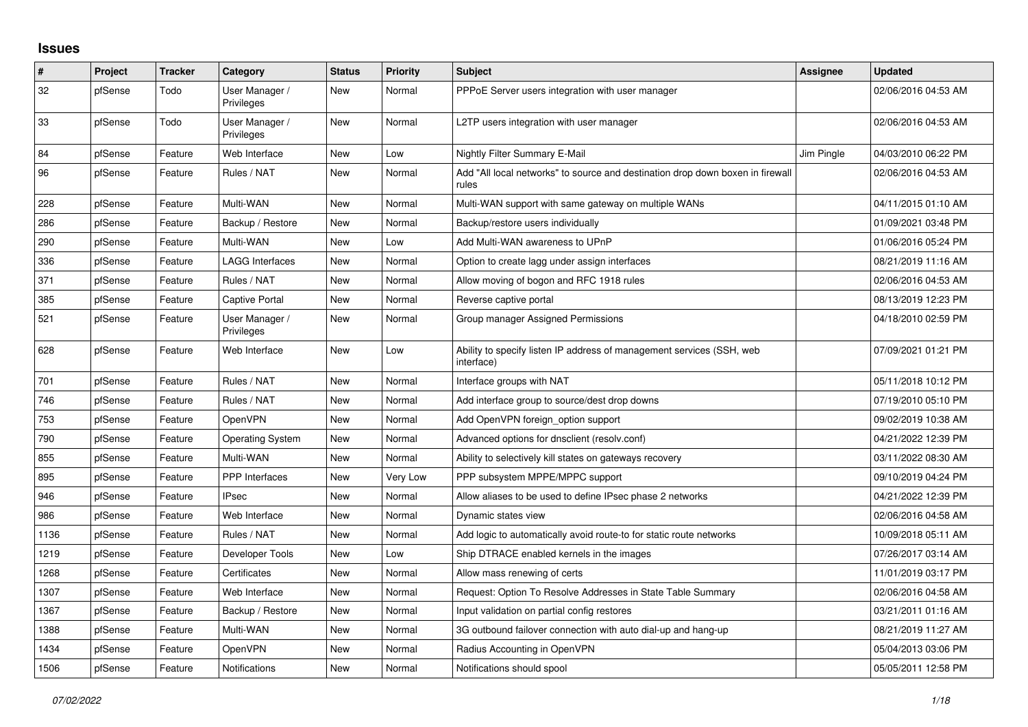# Issues

| # | Project | Tracker | Category | Status | Priority | Subject | Assignee | Updated |
|---|---|---|---|---|---|---|---|---|
| 32 | pfSense | Todo | User Manager / Privileges | New | Normal | PPPoE Server users integration with user manager | | 02/06/2016 04:53 AM |
| 33 | pfSense | Todo | User Manager / Privileges | New | Normal | L2TP users integration with user manager | | 02/06/2016 04:53 AM |
| 84 | pfSense | Feature | Web Interface | New | Low | Nightly Filter Summary E-Mail | Jim Pingle | 04/03/2010 06:22 PM |
| 96 | pfSense | Feature | Rules / NAT | New | Normal | Add "All local networks" to source and destination drop down boxen in firewall rules | | 02/06/2016 04:53 AM |
| 228 | pfSense | Feature | Multi-WAN | New | Normal | Multi-WAN support with same gateway on multiple WANs | | 04/11/2015 01:10 AM |
| 286 | pfSense | Feature | Backup / Restore | New | Normal | Backup/restore users individually | | 01/09/2021 03:48 PM |
| 290 | pfSense | Feature | Multi-WAN | New | Low | Add Multi-WAN awareness to UPnP | | 01/06/2016 05:24 PM |
| 336 | pfSense | Feature | LAGG Interfaces | New | Normal | Option to create lagg under assign interfaces | | 08/21/2019 11:16 AM |
| 371 | pfSense | Feature | Rules / NAT | New | Normal | Allow moving of bogon and RFC 1918 rules | | 02/06/2016 04:53 AM |
| 385 | pfSense | Feature | Captive Portal | New | Normal | Reverse captive portal | | 08/13/2019 12:23 PM |
| 521 | pfSense | Feature | User Manager / Privileges | New | Normal | Group manager Assigned Permissions | | 04/18/2010 02:59 PM |
| 628 | pfSense | Feature | Web Interface | New | Low | Ability to specify listen IP address of management services (SSH, web interface) | | 07/09/2021 01:21 PM |
| 701 | pfSense | Feature | Rules / NAT | New | Normal | Interface groups with NAT | | 05/11/2018 10:12 PM |
| 746 | pfSense | Feature | Rules / NAT | New | Normal | Add interface group to source/dest drop downs | | 07/19/2010 05:10 PM |
| 753 | pfSense | Feature | OpenVPN | New | Normal | Add OpenVPN foreign_option support | | 09/02/2019 10:38 AM |
| 790 | pfSense | Feature | Operating System | New | Normal | Advanced options for dnsclient (resolv.conf) | | 04/21/2022 12:39 PM |
| 855 | pfSense | Feature | Multi-WAN | New | Normal | Ability to selectively kill states on gateways recovery | | 03/11/2022 08:30 AM |
| 895 | pfSense | Feature | PPP Interfaces | New | Very Low | PPP subsystem MPPE/MPPC support | | 09/10/2019 04:24 PM |
| 946 | pfSense | Feature | IPsec | New | Normal | Allow aliases to be used to define IPsec phase 2 networks | | 04/21/2022 12:39 PM |
| 986 | pfSense | Feature | Web Interface | New | Normal | Dynamic states view | | 02/06/2016 04:58 AM |
| 1136 | pfSense | Feature | Rules / NAT | New | Normal | Add logic to automatically avoid route-to for static route networks | | 10/09/2018 05:11 AM |
| 1219 | pfSense | Feature | Developer Tools | New | Low | Ship DTRACE enabled kernels in the images | | 07/26/2017 03:14 AM |
| 1268 | pfSense | Feature | Certificates | New | Normal | Allow mass renewing of certs | | 11/01/2019 03:17 PM |
| 1307 | pfSense | Feature | Web Interface | New | Normal | Request: Option To Resolve Addresses in State Table Summary | | 02/06/2016 04:58 AM |
| 1367 | pfSense | Feature | Backup / Restore | New | Normal | Input validation on partial config restores | | 03/21/2011 01:16 AM |
| 1388 | pfSense | Feature | Multi-WAN | New | Normal | 3G outbound failover connection with auto dial-up and hang-up | | 08/21/2019 11:27 AM |
| 1434 | pfSense | Feature | OpenVPN | New | Normal | Radius Accounting in OpenVPN | | 05/04/2013 03:06 PM |
| 1506 | pfSense | Feature | Notifications | New | Normal | Notifications should spool | | 05/05/2011 12:58 PM |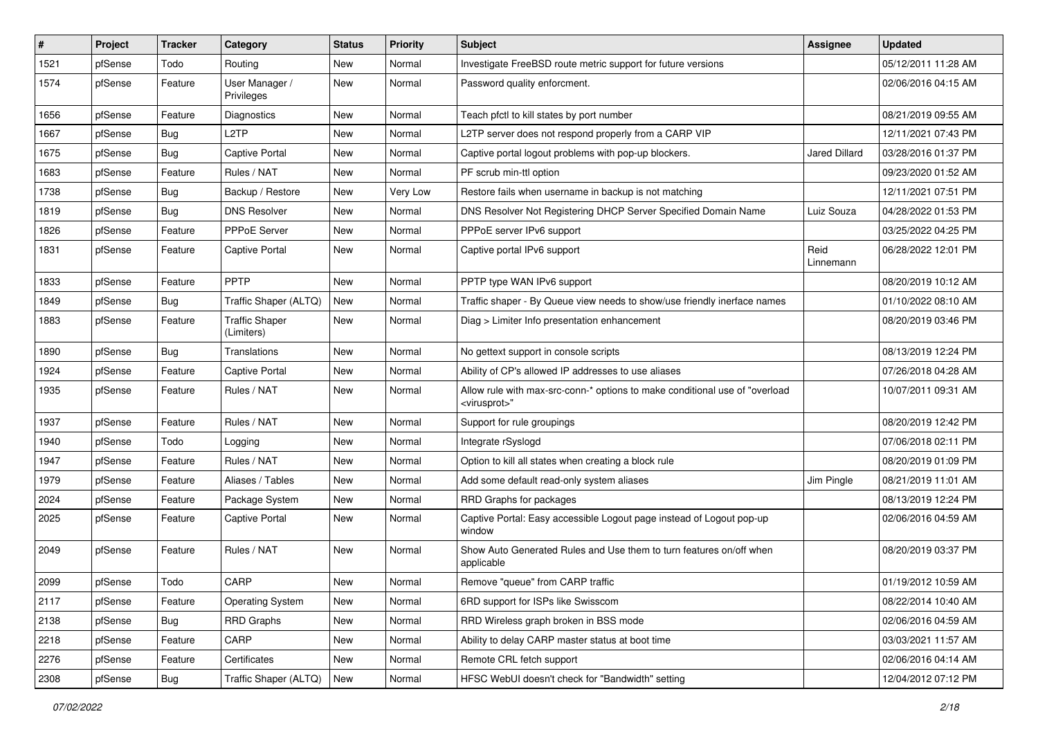| # | Project | Tracker | Category | Status | Priority | Subject | Assignee | Updated |
|---|---|---|---|---|---|---|---|---|
| 1521 | pfSense | Todo | Routing | New | Normal | Investigate FreeBSD route metric support for future versions | | 05/12/2011 11:28 AM |
| 1574 | pfSense | Feature | User Manager / Privileges | New | Normal | Password quality enforcment. | | 02/06/2016 04:15 AM |
| 1656 | pfSense | Feature | Diagnostics | New | Normal | Teach pfctl to kill states by port number | | 08/21/2019 09:55 AM |
| 1667 | pfSense | Bug | L2TP | New | Normal | L2TP server does not respond properly from a CARP VIP | | 12/11/2021 07:43 PM |
| 1675 | pfSense | Bug | Captive Portal | New | Normal | Captive portal logout problems with pop-up blockers. | Jared Dillard | 03/28/2016 01:37 PM |
| 1683 | pfSense | Feature | Rules / NAT | New | Normal | PF scrub min-ttl option | | 09/23/2020 01:52 AM |
| 1738 | pfSense | Bug | Backup / Restore | New | Very Low | Restore fails when username in backup is not matching | | 12/11/2021 07:51 PM |
| 1819 | pfSense | Bug | DNS Resolver | New | Normal | DNS Resolver Not Registering DHCP Server Specified Domain Name | Luiz Souza | 04/28/2022 01:53 PM |
| 1826 | pfSense | Feature | PPPoE Server | New | Normal | PPPoE server IPv6 support | | 03/25/2022 04:25 PM |
| 1831 | pfSense | Feature | Captive Portal | New | Normal | Captive portal IPv6 support | Reid Linnemann | 06/28/2022 12:01 PM |
| 1833 | pfSense | Feature | PPTP | New | Normal | PPTP type WAN IPv6 support | | 08/20/2019 10:12 AM |
| 1849 | pfSense | Bug | Traffic Shaper (ALTQ) | New | Normal | Traffic shaper - By Queue view needs to show/use friendly inerface names | | 01/10/2022 08:10 AM |
| 1883 | pfSense | Feature | Traffic Shaper (Limiters) | New | Normal | Diag > Limiter Info presentation enhancement | | 08/20/2019 03:46 PM |
| 1890 | pfSense | Bug | Translations | New | Normal | No gettext support in console scripts | | 08/13/2019 12:24 PM |
| 1924 | pfSense | Feature | Captive Portal | New | Normal | Ability of CP's allowed IP addresses to use aliases | | 07/26/2018 04:28 AM |
| 1935 | pfSense | Feature | Rules / NAT | New | Normal | Allow rule with max-src-conn-* options to make conditional use of "overload <virusprot>" | | 10/07/2011 09:31 AM |
| 1937 | pfSense | Feature | Rules / NAT | New | Normal | Support for rule groupings | | 08/20/2019 12:42 PM |
| 1940 | pfSense | Todo | Logging | New | Normal | Integrate rSyslogd | | 07/06/2018 02:11 PM |
| 1947 | pfSense | Feature | Rules / NAT | New | Normal | Option to kill all states when creating a block rule | | 08/20/2019 01:09 PM |
| 1979 | pfSense | Feature | Aliases / Tables | New | Normal | Add some default read-only system aliases | Jim Pingle | 08/21/2019 11:01 AM |
| 2024 | pfSense | Feature | Package System | New | Normal | RRD Graphs for packages | | 08/13/2019 12:24 PM |
| 2025 | pfSense | Feature | Captive Portal | New | Normal | Captive Portal: Easy accessible Logout page instead of Logout pop-up window | | 02/06/2016 04:59 AM |
| 2049 | pfSense | Feature | Rules / NAT | New | Normal | Show Auto Generated Rules and Use them to turn features on/off when applicable | | 08/20/2019 03:37 PM |
| 2099 | pfSense | Todo | CARP | New | Normal | Remove "queue" from CARP traffic | | 01/19/2012 10:59 AM |
| 2117 | pfSense | Feature | Operating System | New | Normal | 6RD support for ISPs like Swisscom | | 08/22/2014 10:40 AM |
| 2138 | pfSense | Bug | RRD Graphs | New | Normal | RRD Wireless graph broken in BSS mode | | 02/06/2016 04:59 AM |
| 2218 | pfSense | Feature | CARP | New | Normal | Ability to delay CARP master status at boot time | | 03/03/2021 11:57 AM |
| 2276 | pfSense | Feature | Certificates | New | Normal | Remote CRL fetch support | | 02/06/2016 04:14 AM |
| 2308 | pfSense | Bug | Traffic Shaper (ALTQ) | New | Normal | HFSC WebUI doesn't check for "Bandwidth" setting | | 12/04/2012 07:12 PM |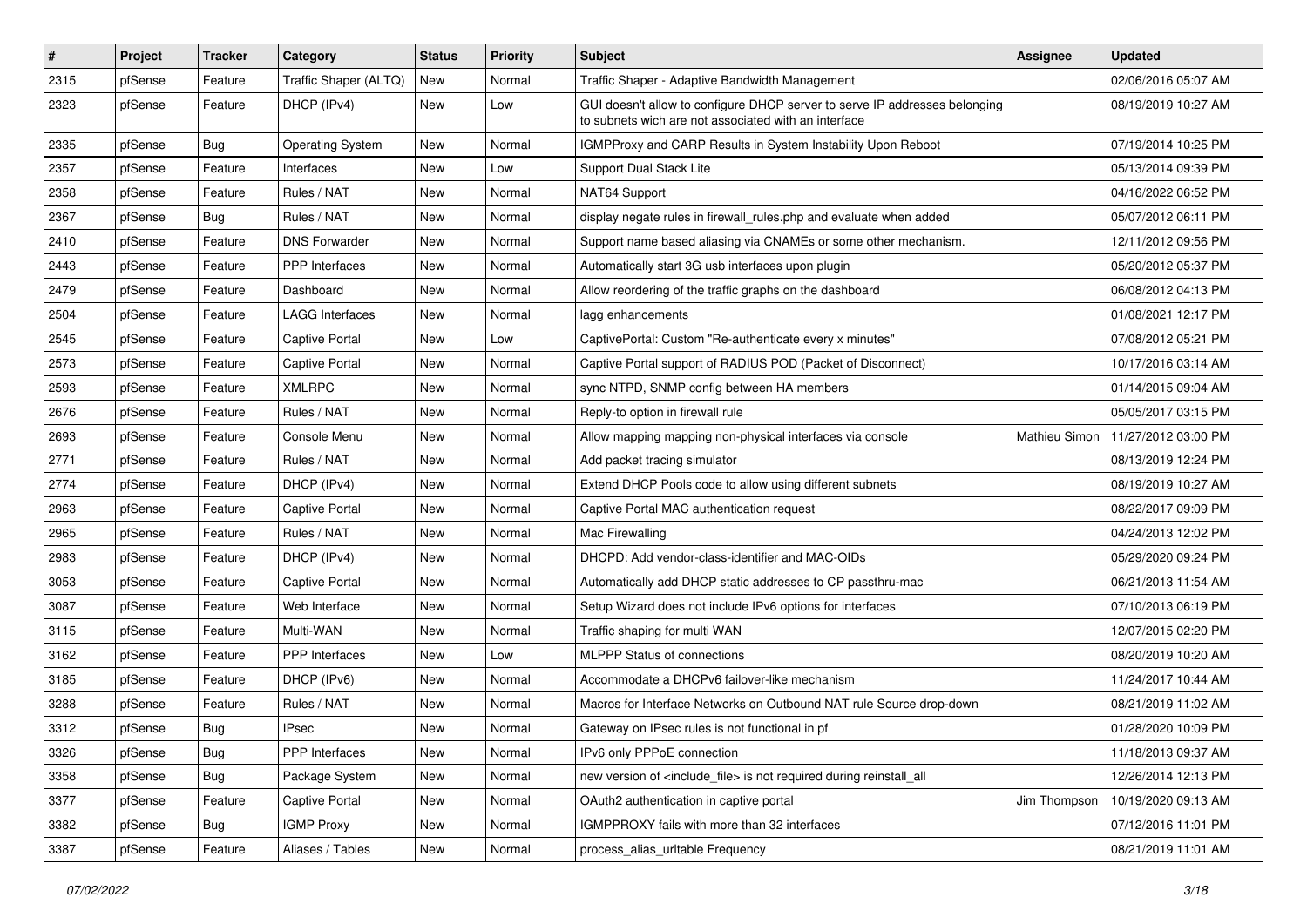| # | Project | Tracker | Category | Status | Priority | Subject | Assignee | Updated |
|---|---|---|---|---|---|---|---|---|
| 2315 | pfSense | Feature | Traffic Shaper (ALTQ) | New | Normal | Traffic Shaper - Adaptive Bandwidth Management | | 02/06/2016 05:07 AM |
| 2323 | pfSense | Feature | DHCP (IPv4) | New | Low | GUI doesn't allow to configure DHCP server to serve IP addresses belonging to subnets wich are not associated with an interface | | 08/19/2019 10:27 AM |
| 2335 | pfSense | Bug | Operating System | New | Normal | IGMPProxy and CARP Results in System Instability Upon Reboot | | 07/19/2014 10:25 PM |
| 2357 | pfSense | Feature | Interfaces | New | Low | Support Dual Stack Lite | | 05/13/2014 09:39 PM |
| 2358 | pfSense | Feature | Rules / NAT | New | Normal | NAT64 Support | | 04/16/2022 06:52 PM |
| 2367 | pfSense | Bug | Rules / NAT | New | Normal | display negate rules in firewall_rules.php and evaluate when added | | 05/07/2012 06:11 PM |
| 2410 | pfSense | Feature | DNS Forwarder | New | Normal | Support name based aliasing via CNAMEs or some other mechanism. | | 12/11/2012 09:56 PM |
| 2443 | pfSense | Feature | PPP Interfaces | New | Normal | Automatically start 3G usb interfaces upon plugin | | 05/20/2012 05:37 PM |
| 2479 | pfSense | Feature | Dashboard | New | Normal | Allow reordering of the traffic graphs on the dashboard | | 06/08/2012 04:13 PM |
| 2504 | pfSense | Feature | LAGG Interfaces | New | Normal | lagg enhancements | | 01/08/2021 12:17 PM |
| 2545 | pfSense | Feature | Captive Portal | New | Low | CaptivePortal: Custom "Re-authenticate every x minutes" | | 07/08/2012 05:21 PM |
| 2573 | pfSense | Feature | Captive Portal | New | Normal | Captive Portal support of RADIUS POD (Packet of Disconnect) | | 10/17/2016 03:14 AM |
| 2593 | pfSense | Feature | XMLRPC | New | Normal | sync NTPD, SNMP config between HA members | | 01/14/2015 09:04 AM |
| 2676 | pfSense | Feature | Rules / NAT | New | Normal | Reply-to option in firewall rule | | 05/05/2017 03:15 PM |
| 2693 | pfSense | Feature | Console Menu | New | Normal | Allow mapping mapping non-physical interfaces via console | Mathieu Simon | 11/27/2012 03:00 PM |
| 2771 | pfSense | Feature | Rules / NAT | New | Normal | Add packet tracing simulator | | 08/13/2019 12:24 PM |
| 2774 | pfSense | Feature | DHCP (IPv4) | New | Normal | Extend DHCP Pools code to allow using different subnets | | 08/19/2019 10:27 AM |
| 2963 | pfSense | Feature | Captive Portal | New | Normal | Captive Portal MAC authentication request | | 08/22/2017 09:09 PM |
| 2965 | pfSense | Feature | Rules / NAT | New | Normal | Mac Firewalling | | 04/24/2013 12:02 PM |
| 2983 | pfSense | Feature | DHCP (IPv4) | New | Normal | DHCPD: Add vendor-class-identifier and MAC-OIDs | | 05/29/2020 09:24 PM |
| 3053 | pfSense | Feature | Captive Portal | New | Normal | Automatically add DHCP static addresses to CP passthru-mac | | 06/21/2013 11:54 AM |
| 3087 | pfSense | Feature | Web Interface | New | Normal | Setup Wizard does not include IPv6 options for interfaces | | 07/10/2013 06:19 PM |
| 3115 | pfSense | Feature | Multi-WAN | New | Normal | Traffic shaping for multi WAN | | 12/07/2015 02:20 PM |
| 3162 | pfSense | Feature | PPP Interfaces | New | Low | MLPPP Status of connections | | 08/20/2019 10:20 AM |
| 3185 | pfSense | Feature | DHCP (IPv6) | New | Normal | Accommodate a DHCPv6 failover-like mechanism | | 11/24/2017 10:44 AM |
| 3288 | pfSense | Feature | Rules / NAT | New | Normal | Macros for Interface Networks on Outbound NAT rule Source drop-down | | 08/21/2019 11:02 AM |
| 3312 | pfSense | Bug | IPsec | New | Normal | Gateway on IPsec rules is not functional in pf | | 01/28/2020 10:09 PM |
| 3326 | pfSense | Bug | PPP Interfaces | New | Normal | IPv6 only PPPoE connection | | 11/18/2013 09:37 AM |
| 3358 | pfSense | Bug | Package System | New | Normal | new version of <include_file> is not required during reinstall_all | | 12/26/2014 12:13 PM |
| 3377 | pfSense | Feature | Captive Portal | New | Normal | OAuth2 authentication in captive portal | Jim Thompson | 10/19/2020 09:13 AM |
| 3382 | pfSense | Bug | IGMP Proxy | New | Normal | IGMPPROXY fails with more than 32 interfaces | | 07/12/2016 11:01 PM |
| 3387 | pfSense | Feature | Aliases / Tables | New | Normal | process_alias_urltable Frequency | | 08/21/2019 11:01 AM |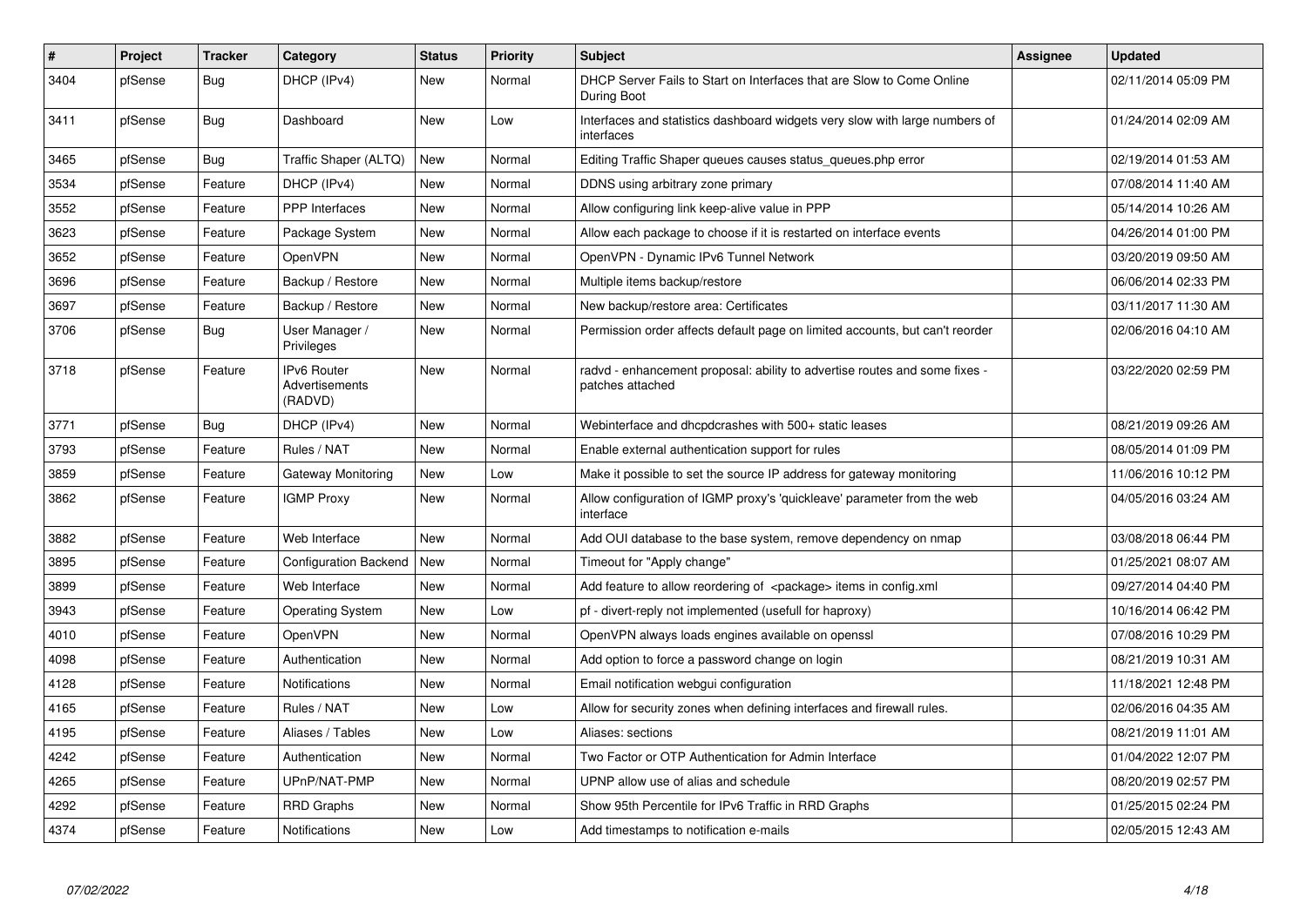| # | Project | Tracker | Category | Status | Priority | Subject | Assignee | Updated |
|---|---|---|---|---|---|---|---|---|
| 3404 | pfSense | Bug | DHCP (IPv4) | New | Normal | DHCP Server Fails to Start on Interfaces that are Slow to Come Online During Boot | | 02/11/2014 05:09 PM |
| 3411 | pfSense | Bug | Dashboard | New | Low | Interfaces and statistics dashboard widgets very slow with large numbers of interfaces | | 01/24/2014 02:09 AM |
| 3465 | pfSense | Bug | Traffic Shaper (ALTQ) | New | Normal | Editing Traffic Shaper queues causes status_queues.php error | | 02/19/2014 01:53 AM |
| 3534 | pfSense | Feature | DHCP (IPv4) | New | Normal | DDNS using arbitrary zone primary | | 07/08/2014 11:40 AM |
| 3552 | pfSense | Feature | PPP Interfaces | New | Normal | Allow configuring link keep-alive value in PPP | | 05/14/2014 10:26 AM |
| 3623 | pfSense | Feature | Package System | New | Normal | Allow each package to choose if it is restarted on interface events | | 04/26/2014 01:00 PM |
| 3652 | pfSense | Feature | OpenVPN | New | Normal | OpenVPN - Dynamic IPv6 Tunnel Network | | 03/20/2019 09:50 AM |
| 3696 | pfSense | Feature | Backup / Restore | New | Normal | Multiple items backup/restore | | 06/06/2014 02:33 PM |
| 3697 | pfSense | Feature | Backup / Restore | New | Normal | New backup/restore area: Certificates | | 03/11/2017 11:30 AM |
| 3706 | pfSense | Bug | User Manager / Privileges | New | Normal | Permission order affects default page on limited accounts, but can't reorder | | 02/06/2016 04:10 AM |
| 3718 | pfSense | Feature | IPv6 Router Advertisements (RADVD) | New | Normal | radvd - enhancement proposal: ability to advertise routes and some fixes - patches attached | | 03/22/2020 02:59 PM |
| 3771 | pfSense | Bug | DHCP (IPv4) | New | Normal | Webinterface and dhcpdcrashes with 500+ static leases | | 08/21/2019 09:26 AM |
| 3793 | pfSense | Feature | Rules / NAT | New | Normal | Enable external authentication support for rules | | 08/05/2014 01:09 PM |
| 3859 | pfSense | Feature | Gateway Monitoring | New | Low | Make it possible to set the source IP address for gateway monitoring | | 11/06/2016 10:12 PM |
| 3862 | pfSense | Feature | IGMP Proxy | New | Normal | Allow configuration of IGMP proxy's 'quickleave' parameter from the web interface | | 04/05/2016 03:24 AM |
| 3882 | pfSense | Feature | Web Interface | New | Normal | Add OUI database to the base system, remove dependency on nmap | | 03/08/2018 06:44 PM |
| 3895 | pfSense | Feature | Configuration Backend | New | Normal | Timeout for "Apply change" | | 01/25/2021 08:07 AM |
| 3899 | pfSense | Feature | Web Interface | New | Normal | Add feature to allow reordering of <package> items in config.xml | | 09/27/2014 04:40 PM |
| 3943 | pfSense | Feature | Operating System | New | Low | pf - divert-reply not implemented (usefull for haproxy) | | 10/16/2014 06:42 PM |
| 4010 | pfSense | Feature | OpenVPN | New | Normal | OpenVPN always loads engines available on openssl | | 07/08/2016 10:29 PM |
| 4098 | pfSense | Feature | Authentication | New | Normal | Add option to force a password change on login | | 08/21/2019 10:31 AM |
| 4128 | pfSense | Feature | Notifications | New | Normal | Email notification webgui configuration | | 11/18/2021 12:48 PM |
| 4165 | pfSense | Feature | Rules / NAT | New | Low | Allow for security zones when defining interfaces and firewall rules. | | 02/06/2016 04:35 AM |
| 4195 | pfSense | Feature | Aliases / Tables | New | Low | Aliases: sections | | 08/21/2019 11:01 AM |
| 4242 | pfSense | Feature | Authentication | New | Normal | Two Factor or OTP Authentication for Admin Interface | | 01/04/2022 12:07 PM |
| 4265 | pfSense | Feature | UPnP/NAT-PMP | New | Normal | UPNP allow use of alias and schedule | | 08/20/2019 02:57 PM |
| 4292 | pfSense | Feature | RRD Graphs | New | Normal | Show 95th Percentile for IPv6 Traffic in RRD Graphs | | 01/25/2015 02:24 PM |
| 4374 | pfSense | Feature | Notifications | New | Low | Add timestamps to notification e-mails | | 02/05/2015 12:43 AM |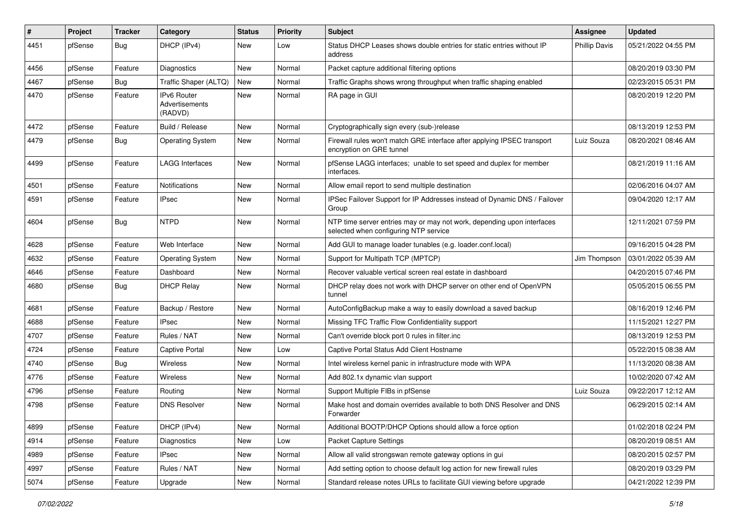| # | Project | Tracker | Category | Status | Priority | Subject | Assignee | Updated |
|---|---|---|---|---|---|---|---|---|
| 4451 | pfSense | Bug | DHCP (IPv4) | New | Low | Status DHCP Leases shows double entries for static entries without IP address | Phillip Davis | 05/21/2022 04:55 PM |
| 4456 | pfSense | Feature | Diagnostics | New | Normal | Packet capture additional filtering options | | 08/20/2019 03:30 PM |
| 4467 | pfSense | Bug | Traffic Shaper (ALTQ) | New | Normal | Traffic Graphs shows wrong throughput when traffic shaping enabled | | 02/23/2015 05:31 PM |
| 4470 | pfSense | Feature | IPv6 Router Advertisements (RADVD) | New | Normal | RA page in GUI | | 08/20/2019 12:20 PM |
| 4472 | pfSense | Feature | Build / Release | New | Normal | Cryptographically sign every (sub-)release | | 08/13/2019 12:53 PM |
| 4479 | pfSense | Bug | Operating System | New | Normal | Firewall rules won't match GRE interface after applying IPSEC transport encryption on GRE tunnel | Luiz Souza | 08/20/2021 08:46 AM |
| 4499 | pfSense | Feature | LAGG Interfaces | New | Normal | pfSense LAGG interfaces; unable to set speed and duplex for member interfaces. | | 08/21/2019 11:16 AM |
| 4501 | pfSense | Feature | Notifications | New | Normal | Allow email report to send multiple destination | | 02/06/2016 04:07 AM |
| 4591 | pfSense | Feature | IPsec | New | Normal | IPSec Failover Support for IP Addresses instead of Dynamic DNS / Failover Group | | 09/04/2020 12:17 AM |
| 4604 | pfSense | Bug | NTPD | New | Normal | NTP time server entries may or may not work, depending upon interfaces selected when configuring NTP service | | 12/11/2021 07:59 PM |
| 4628 | pfSense | Feature | Web Interface | New | Normal | Add GUI to manage loader tunables (e.g. loader.conf.local) | | 09/16/2015 04:28 PM |
| 4632 | pfSense | Feature | Operating System | New | Normal | Support for Multipath TCP (MPTCP) | Jim Thompson | 03/01/2022 05:39 AM |
| 4646 | pfSense | Feature | Dashboard | New | Normal | Recover valuable vertical screen real estate in dashboard | | 04/20/2015 07:46 PM |
| 4680 | pfSense | Bug | DHCP Relay | New | Normal | DHCP relay does not work with DHCP server on other end of OpenVPN tunnel | | 05/05/2015 06:55 PM |
| 4681 | pfSense | Feature | Backup / Restore | New | Normal | AutoConfigBackup make a way to easily download a saved backup | | 08/16/2019 12:46 PM |
| 4688 | pfSense | Feature | IPsec | New | Normal | Missing TFC Traffic Flow Confidentiality support | | 11/15/2021 12:27 PM |
| 4707 | pfSense | Feature | Rules / NAT | New | Normal | Can't override block port 0 rules in filter.inc | | 08/13/2019 12:53 PM |
| 4724 | pfSense | Feature | Captive Portal | New | Low | Captive Portal Status Add Client Hostname | | 05/22/2015 08:38 AM |
| 4740 | pfSense | Bug | Wireless | New | Normal | Intel wireless kernel panic in infrastructure mode with WPA | | 11/13/2020 08:38 AM |
| 4776 | pfSense | Feature | Wireless | New | Normal | Add 802.1x dynamic vlan support | | 10/02/2020 07:42 AM |
| 4796 | pfSense | Feature | Routing | New | Normal | Support Multiple FIBs in pfSense | Luiz Souza | 09/22/2017 12:12 AM |
| 4798 | pfSense | Feature | DNS Resolver | New | Normal | Make host and domain overrides available to both DNS Resolver and DNS Forwarder | | 06/29/2015 02:14 AM |
| 4899 | pfSense | Feature | DHCP (IPv4) | New | Normal | Additional BOOTP/DHCP Options should allow a force option | | 01/02/2018 02:24 PM |
| 4914 | pfSense | Feature | Diagnostics | New | Low | Packet Capture Settings | | 08/20/2019 08:51 AM |
| 4989 | pfSense | Feature | IPsec | New | Normal | Allow all valid strongswan remote gateway options in gui | | 08/20/2015 02:57 PM |
| 4997 | pfSense | Feature | Rules / NAT | New | Normal | Add setting option to choose default log action for new firewall rules | | 08/20/2019 03:29 PM |
| 5074 | pfSense | Feature | Upgrade | New | Normal | Standard release notes URLs to facilitate GUI viewing before upgrade | | 04/21/2022 12:39 PM |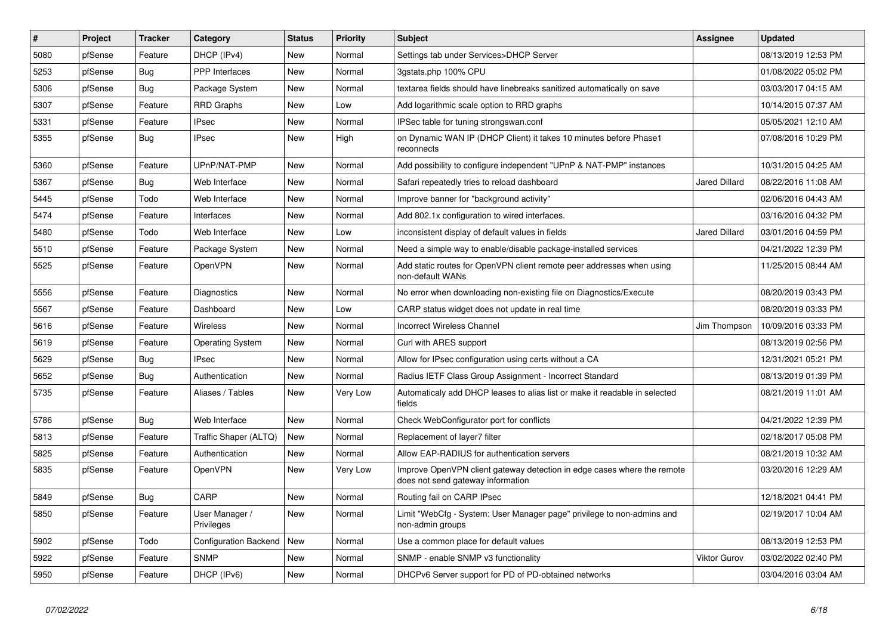| # | Project | Tracker | Category | Status | Priority | Subject | Assignee | Updated |
|---|---|---|---|---|---|---|---|---|
| 5080 | pfSense | Feature | DHCP (IPv4) | New | Normal | Settings tab under Services>DHCP Server | | 08/13/2019 12:53 PM |
| 5253 | pfSense | Bug | PPP Interfaces | New | Normal | 3gstats.php 100% CPU | | 01/08/2022 05:02 PM |
| 5306 | pfSense | Bug | Package System | New | Normal | textarea fields should have linebreaks sanitized automatically on save | | 03/03/2017 04:15 AM |
| 5307 | pfSense | Feature | RRD Graphs | New | Low | Add logarithmic scale option to RRD graphs | | 10/14/2015 07:37 AM |
| 5331 | pfSense | Feature | IPsec | New | Normal | IPSec table for tuning strongswan.conf | | 05/05/2021 12:10 AM |
| 5355 | pfSense | Bug | IPsec | New | High | on Dynamic WAN IP (DHCP Client) it takes 10 minutes before Phase1 reconnects | | 07/08/2016 10:29 PM |
| 5360 | pfSense | Feature | UPnP/NAT-PMP | New | Normal | Add possibility to configure independent "UPnP & NAT-PMP" instances | | 10/31/2015 04:25 AM |
| 5367 | pfSense | Bug | Web Interface | New | Normal | Safari repeatedly tries to reload dashboard | Jared Dillard | 08/22/2016 11:08 AM |
| 5445 | pfSense | Todo | Web Interface | New | Normal | Improve banner for "background activity" | | 02/06/2016 04:43 AM |
| 5474 | pfSense | Feature | Interfaces | New | Normal | Add 802.1x configuration to wired interfaces. | | 03/16/2016 04:32 PM |
| 5480 | pfSense | Todo | Web Interface | New | Low | inconsistent display of default values in fields | Jared Dillard | 03/01/2016 04:59 PM |
| 5510 | pfSense | Feature | Package System | New | Normal | Need a simple way to enable/disable package-installed services | | 04/21/2022 12:39 PM |
| 5525 | pfSense | Feature | OpenVPN | New | Normal | Add static routes for OpenVPN client remote peer addresses when using non-default WANs | | 11/25/2015 08:44 AM |
| 5556 | pfSense | Feature | Diagnostics | New | Normal | No error when downloading non-existing file on Diagnostics/Execute | | 08/20/2019 03:43 PM |
| 5567 | pfSense | Feature | Dashboard | New | Low | CARP status widget does not update in real time | | 08/20/2019 03:33 PM |
| 5616 | pfSense | Feature | Wireless | New | Normal | Incorrect Wireless Channel | Jim Thompson | 10/09/2016 03:33 PM |
| 5619 | pfSense | Feature | Operating System | New | Normal | Curl with ARES support | | 08/13/2019 02:56 PM |
| 5629 | pfSense | Bug | IPsec | New | Normal | Allow for IPsec configuration using certs without a CA | | 12/31/2021 05:21 PM |
| 5652 | pfSense | Bug | Authentication | New | Normal | Radius IETF Class Group Assignment - Incorrect Standard | | 08/13/2019 01:39 PM |
| 5735 | pfSense | Feature | Aliases / Tables | New | Very Low | Automaticaly add DHCP leases to alias list or make it readable in selected fields | | 08/21/2019 11:01 AM |
| 5786 | pfSense | Bug | Web Interface | New | Normal | Check WebConfigurator port for conflicts | | 04/21/2022 12:39 PM |
| 5813 | pfSense | Feature | Traffic Shaper (ALTQ) | New | Normal | Replacement of layer7 filter | | 02/18/2017 05:08 PM |
| 5825 | pfSense | Feature | Authentication | New | Normal | Allow EAP-RADIUS for authentication servers | | 08/21/2019 10:32 AM |
| 5835 | pfSense | Feature | OpenVPN | New | Very Low | Improve OpenVPN client gateway detection in edge cases where the remote does not send gateway information | | 03/20/2016 12:29 AM |
| 5849 | pfSense | Bug | CARP | New | Normal | Routing fail on CARP IPsec | | 12/18/2021 04:41 PM |
| 5850 | pfSense | Feature | User Manager / Privileges | New | Normal | Limit "WebCfg - System: User Manager page" privilege to non-admins and non-admin groups | | 02/19/2017 10:04 AM |
| 5902 | pfSense | Todo | Configuration Backend | New | Normal | Use a common place for default values | | 08/13/2019 12:53 PM |
| 5922 | pfSense | Feature | SNMP | New | Normal | SNMP - enable SNMP v3 functionality | Viktor Gurov | 03/02/2022 02:40 PM |
| 5950 | pfSense | Feature | DHCP (IPv6) | New | Normal | DHCPv6 Server support for PD of PD-obtained networks | | 03/04/2016 03:04 AM |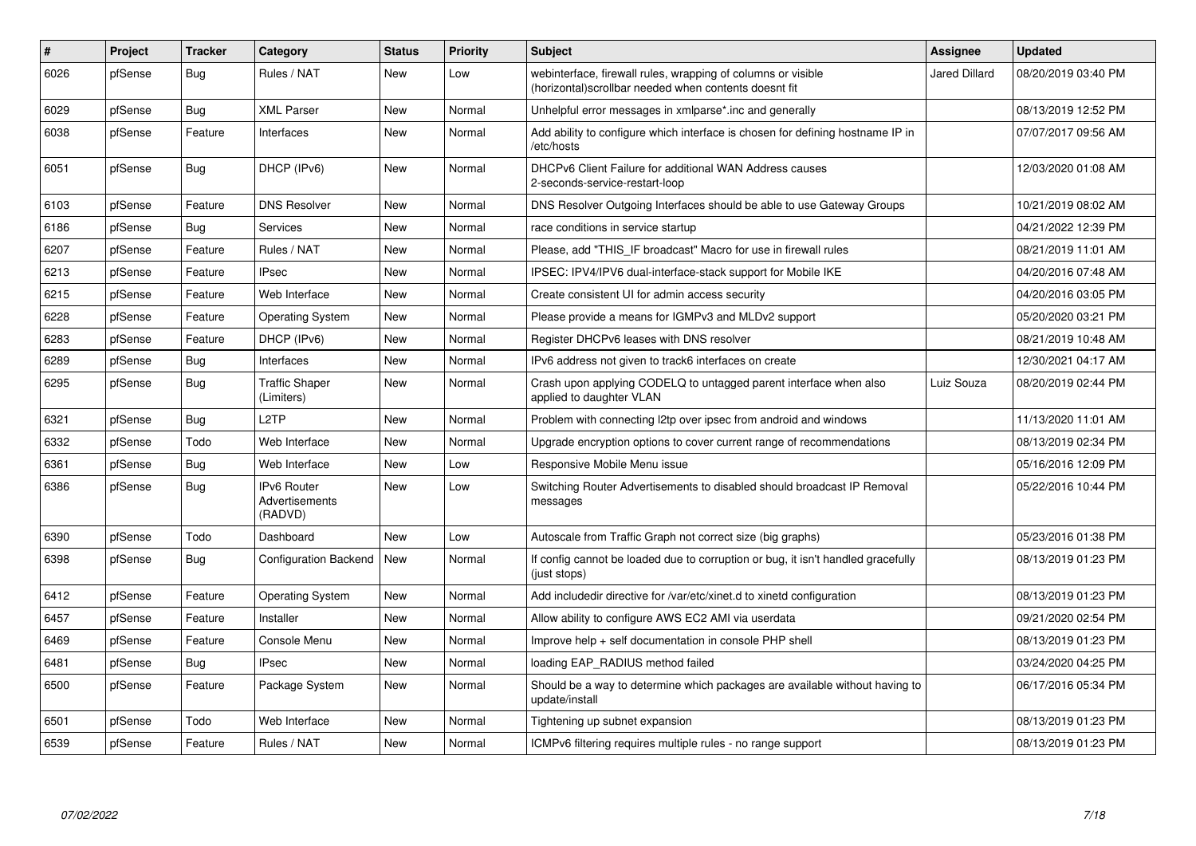| # | Project | Tracker | Category | Status | Priority | Subject | Assignee | Updated |
|---|---|---|---|---|---|---|---|---|
| 6026 | pfSense | Bug | Rules / NAT | New | Low | webinterface, firewall rules, wrapping of columns or visible (horizontal)scrollbar needed when contents doesnt fit | Jared Dillard | 08/20/2019 03:40 PM |
| 6029 | pfSense | Bug | XML Parser | New | Normal | Unhelpful error messages in xmlparse*.inc and generally | | 08/13/2019 12:52 PM |
| 6038 | pfSense | Feature | Interfaces | New | Normal | Add ability to configure which interface is chosen for defining hostname IP in /etc/hosts | | 07/07/2017 09:56 AM |
| 6051 | pfSense | Bug | DHCP (IPv6) | New | Normal | DHCPv6 Client Failure for additional WAN Address causes 2-seconds-service-restart-loop | | 12/03/2020 01:08 AM |
| 6103 | pfSense | Feature | DNS Resolver | New | Normal | DNS Resolver Outgoing Interfaces should be able to use Gateway Groups | | 10/21/2019 08:02 AM |
| 6186 | pfSense | Bug | Services | New | Normal | race conditions in service startup | | 04/21/2022 12:39 PM |
| 6207 | pfSense | Feature | Rules / NAT | New | Normal | Please, add "THIS_IF broadcast" Macro for use in firewall rules | | 08/21/2019 11:01 AM |
| 6213 | pfSense | Feature | IPsec | New | Normal | IPSEC: IPV4/IPV6 dual-interface-stack support for Mobile IKE | | 04/20/2016 07:48 AM |
| 6215 | pfSense | Feature | Web Interface | New | Normal | Create consistent UI for admin access security | | 04/20/2016 03:05 PM |
| 6228 | pfSense | Feature | Operating System | New | Normal | Please provide a means for IGMPv3 and MLDv2 support | | 05/20/2020 03:21 PM |
| 6283 | pfSense | Feature | DHCP (IPv6) | New | Normal | Register DHCPv6 leases with DNS resolver | | 08/21/2019 10:48 AM |
| 6289 | pfSense | Bug | Interfaces | New | Normal | IPv6 address not given to track6 interfaces on create | | 12/30/2021 04:17 AM |
| 6295 | pfSense | Bug | Traffic Shaper (Limiters) | New | Normal | Crash upon applying CODELQ to untagged parent interface when also applied to daughter VLAN | Luiz Souza | 08/20/2019 02:44 PM |
| 6321 | pfSense | Bug | L2TP | New | Normal | Problem with connecting l2tp over ipsec from android and windows | | 11/13/2020 11:01 AM |
| 6332 | pfSense | Todo | Web Interface | New | Normal | Upgrade encryption options to cover current range of recommendations | | 08/13/2019 02:34 PM |
| 6361 | pfSense | Bug | Web Interface | New | Low | Responsive Mobile Menu issue | | 05/16/2016 12:09 PM |
| 6386 | pfSense | Bug | IPv6 Router Advertisements (RADVD) | New | Low | Switching Router Advertisements to disabled should broadcast IP Removal messages | | 05/22/2016 10:44 PM |
| 6390 | pfSense | Todo | Dashboard | New | Low | Autoscale from Traffic Graph not correct size (big graphs) | | 05/23/2016 01:38 PM |
| 6398 | pfSense | Bug | Configuration Backend | New | Normal | If config cannot be loaded due to corruption or bug, it isn't handled gracefully (just stops) | | 08/13/2019 01:23 PM |
| 6412 | pfSense | Feature | Operating System | New | Normal | Add includedir directive for /var/etc/xinet.d to xinetd configuration | | 08/13/2019 01:23 PM |
| 6457 | pfSense | Feature | Installer | New | Normal | Allow ability to configure AWS EC2 AMI via userdata | | 09/21/2020 02:54 PM |
| 6469 | pfSense | Feature | Console Menu | New | Normal | Improve help + self documentation in console PHP shell | | 08/13/2019 01:23 PM |
| 6481 | pfSense | Bug | IPsec | New | Normal | loading EAP_RADIUS method failed | | 03/24/2020 04:25 PM |
| 6500 | pfSense | Feature | Package System | New | Normal | Should be a way to determine which packages are available without having to update/install | | 06/17/2016 05:34 PM |
| 6501 | pfSense | Todo | Web Interface | New | Normal | Tightening up subnet expansion | | 08/13/2019 01:23 PM |
| 6539 | pfSense | Feature | Rules / NAT | New | Normal | ICMPv6 filtering requires multiple rules - no range support | | 08/13/2019 01:23 PM |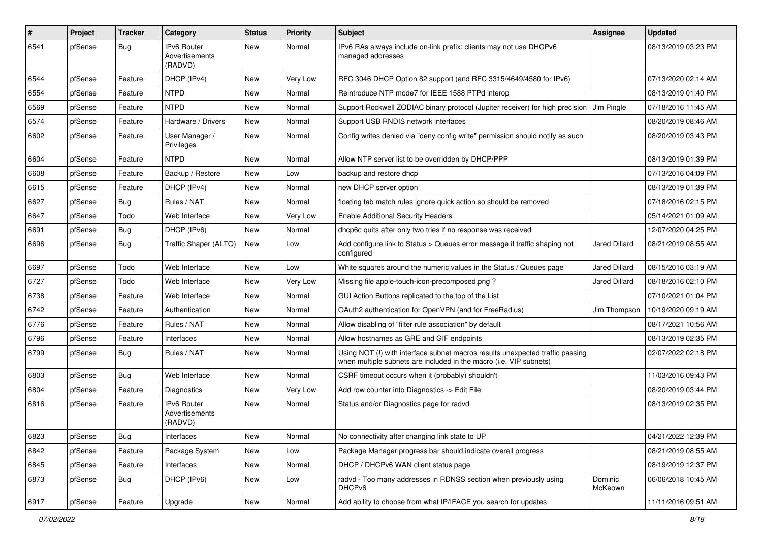| # | Project | Tracker | Category | Status | Priority | Subject | Assignee | Updated |
|---|---|---|---|---|---|---|---|---|
| 6541 | pfSense | Bug | IPv6 Router Advertisements (RADVD) | New | Normal | IPv6 RAs always include on-link prefix; clients may not use DHCPv6 managed addresses | | 08/13/2019 03:23 PM |
| 6544 | pfSense | Feature | DHCP (IPv4) | New | Very Low | RFC 3046 DHCP Option 82 support (and RFC 3315/4649/4580 for IPv6) | | 07/13/2020 02:14 AM |
| 6554 | pfSense | Feature | NTPD | New | Normal | Reintroduce NTP mode7 for IEEE 1588 PTPd interop | | 08/13/2019 01:40 PM |
| 6569 | pfSense | Feature | NTPD | New | Normal | Support Rockwell ZODIAC binary protocol (Jupiter receiver) for high precision | Jim Pingle | 07/18/2016 11:45 AM |
| 6574 | pfSense | Feature | Hardware / Drivers | New | Normal | Support USB RNDIS network interfaces | | 08/20/2019 08:46 AM |
| 6602 | pfSense | Feature | User Manager / Privileges | New | Normal | Config writes denied via "deny config write" permission should notify as such | | 08/20/2019 03:43 PM |
| 6604 | pfSense | Feature | NTPD | New | Normal | Allow NTP server list to be overridden by DHCP/PPP | | 08/13/2019 01:39 PM |
| 6608 | pfSense | Feature | Backup / Restore | New | Low | backup and restore dhcp | | 07/13/2016 04:09 PM |
| 6615 | pfSense | Feature | DHCP (IPv4) | New | Normal | new DHCP server option | | 08/13/2019 01:39 PM |
| 6627 | pfSense | Bug | Rules / NAT | New | Normal | floating tab match rules ignore quick action so should be removed | | 07/18/2016 02:15 PM |
| 6647 | pfSense | Todo | Web Interface | New | Very Low | Enable Additional Security Headers | | 05/14/2021 01:09 AM |
| 6691 | pfSense | Bug | DHCP (IPv6) | New | Normal | dhcp6c quits after only two tries if no response was received | | 12/07/2020 04:25 PM |
| 6696 | pfSense | Bug | Traffic Shaper (ALTQ) | New | Low | Add configure link to Status > Queues error message if traffic shaping not configured | Jared Dillard | 08/21/2019 08:55 AM |
| 6697 | pfSense | Todo | Web Interface | New | Low | White squares around the numeric values in the Status / Queues page | Jared Dillard | 08/15/2016 03:19 AM |
| 6727 | pfSense | Todo | Web Interface | New | Very Low | Missing file apple-touch-icon-precomposed.png ? | Jared Dillard | 08/18/2016 02:10 PM |
| 6738 | pfSense | Feature | Web Interface | New | Normal | GUI Action Buttons replicated to the top of the List | | 07/10/2021 01:04 PM |
| 6742 | pfSense | Feature | Authentication | New | Normal | OAuth2 authentication for OpenVPN (and for FreeRadius) | Jim Thompson | 10/19/2020 09:19 AM |
| 6776 | pfSense | Feature | Rules / NAT | New | Normal | Allow disabling of "filter rule association" by default | | 08/17/2021 10:56 AM |
| 6796 | pfSense | Feature | Interfaces | New | Normal | Allow hostnames as GRE and GIF endpoints | | 08/13/2019 02:35 PM |
| 6799 | pfSense | Bug | Rules / NAT | New | Normal | Using NOT (!) with interface subnet macros results unexpected traffic passing when multiple subnets are included in the macro (i.e. VIP subnets) | | 02/07/2022 02:18 PM |
| 6803 | pfSense | Bug | Web Interface | New | Normal | CSRF timeout occurs when it (probably) shouldn't | | 11/03/2016 09:43 PM |
| 6804 | pfSense | Feature | Diagnostics | New | Very Low | Add row counter into Diagnostics -> Edit File | | 08/20/2019 03:44 PM |
| 6816 | pfSense | Feature | IPv6 Router Advertisements (RADVD) | New | Normal | Status and/or Diagnostics page for radvd | | 08/13/2019 02:35 PM |
| 6823 | pfSense | Bug | Interfaces | New | Normal | No connectivity after changing link state to UP | | 04/21/2022 12:39 PM |
| 6842 | pfSense | Feature | Package System | New | Low | Package Manager progress bar should indicate overall progress | | 08/21/2019 08:55 AM |
| 6845 | pfSense | Feature | Interfaces | New | Normal | DHCP / DHCPv6 WAN client status page | | 08/19/2019 12:37 PM |
| 6873 | pfSense | Bug | DHCP (IPv6) | New | Low | radvd - Too many addresses in RDNSS section when previously using DHCPv6 | Dominic McKeown | 06/06/2018 10:45 AM |
| 6917 | pfSense | Feature | Upgrade | New | Normal | Add ability to choose from what IP/IFACE you search for updates | | 11/11/2016 09:51 AM |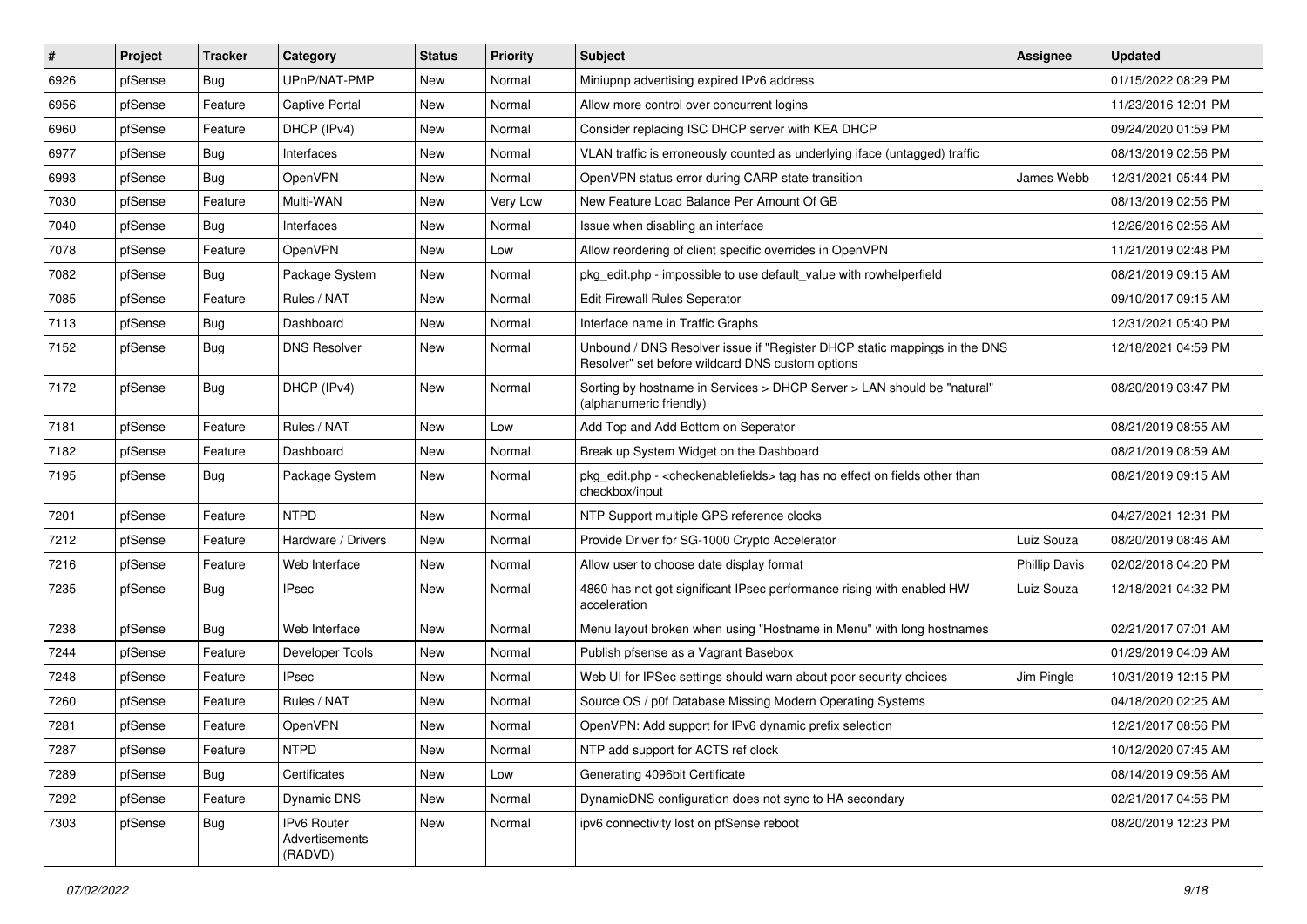| # | Project | Tracker | Category | Status | Priority | Subject | Assignee | Updated |
|---|---|---|---|---|---|---|---|---|
| 6926 | pfSense | Bug | UPnP/NAT-PMP | New | Normal | Miniupnp advertising expired IPv6 address | | 01/15/2022 08:29 PM |
| 6956 | pfSense | Feature | Captive Portal | New | Normal | Allow more control over concurrent logins | | 11/23/2016 12:01 PM |
| 6960 | pfSense | Feature | DHCP (IPv4) | New | Normal | Consider replacing ISC DHCP server with KEA DHCP | | 09/24/2020 01:59 PM |
| 6977 | pfSense | Bug | Interfaces | New | Normal | VLAN traffic is erroneously counted as underlying iface (untagged) traffic | | 08/13/2019 02:56 PM |
| 6993 | pfSense | Bug | OpenVPN | New | Normal | OpenVPN status error during CARP state transition | James Webb | 12/31/2021 05:44 PM |
| 7030 | pfSense | Feature | Multi-WAN | New | Very Low | New Feature Load Balance Per Amount Of GB | | 08/13/2019 02:56 PM |
| 7040 | pfSense | Bug | Interfaces | New | Normal | Issue when disabling an interface | | 12/26/2016 02:56 AM |
| 7078 | pfSense | Feature | OpenVPN | New | Low | Allow reordering of client specific overrides in OpenVPN | | 11/21/2019 02:48 PM |
| 7082 | pfSense | Bug | Package System | New | Normal | pkg_edit.php - impossible to use default_value with rowhelperfield | | 08/21/2019 09:15 AM |
| 7085 | pfSense | Feature | Rules / NAT | New | Normal | Edit Firewall Rules Seperator | | 09/10/2017 09:15 AM |
| 7113 | pfSense | Bug | Dashboard | New | Normal | Interface name in Traffic Graphs | | 12/31/2021 05:40 PM |
| 7152 | pfSense | Bug | DNS Resolver | New | Normal | Unbound / DNS Resolver issue if "Register DHCP static mappings in the DNS Resolver" set before wildcard DNS custom options | | 12/18/2021 04:59 PM |
| 7172 | pfSense | Bug | DHCP (IPv4) | New | Normal | Sorting by hostname in Services > DHCP Server > LAN should be "natural" (alphanumeric friendly) | | 08/20/2019 03:47 PM |
| 7181 | pfSense | Feature | Rules / NAT | New | Low | Add Top and Add Bottom on Seperator | | 08/21/2019 08:55 AM |
| 7182 | pfSense | Feature | Dashboard | New | Normal | Break up System Widget on the Dashboard | | 08/21/2019 08:59 AM |
| 7195 | pfSense | Bug | Package System | New | Normal | pkg_edit.php - <checkenablefields> tag has no effect on fields other than checkbox/input | | 08/21/2019 09:15 AM |
| 7201 | pfSense | Feature | NTPD | New | Normal | NTP Support multiple GPS reference clocks | | 04/27/2021 12:31 PM |
| 7212 | pfSense | Feature | Hardware / Drivers | New | Normal | Provide Driver for SG-1000 Crypto Accelerator | Luiz Souza | 08/20/2019 08:46 AM |
| 7216 | pfSense | Feature | Web Interface | New | Normal | Allow user to choose date display format | Phillip Davis | 02/02/2018 04:20 PM |
| 7235 | pfSense | Bug | IPsec | New | Normal | 4860 has not got significant IPsec performance rising with enabled HW acceleration | Luiz Souza | 12/18/2021 04:32 PM |
| 7238 | pfSense | Bug | Web Interface | New | Normal | Menu layout broken when using "Hostname in Menu" with long hostnames | | 02/21/2017 07:01 AM |
| 7244 | pfSense | Feature | Developer Tools | New | Normal | Publish pfsense as a Vagrant Basebox | | 01/29/2019 04:09 AM |
| 7248 | pfSense | Feature | IPsec | New | Normal | Web UI for IPSec settings should warn about poor security choices | Jim Pingle | 10/31/2019 12:15 PM |
| 7260 | pfSense | Feature | Rules / NAT | New | Normal | Source OS / p0f Database Missing Modern Operating Systems | | 04/18/2020 02:25 AM |
| 7281 | pfSense | Feature | OpenVPN | New | Normal | OpenVPN: Add support for IPv6 dynamic prefix selection | | 12/21/2017 08:56 PM |
| 7287 | pfSense | Feature | NTPD | New | Normal | NTP add support for ACTS ref clock | | 10/12/2020 07:45 AM |
| 7289 | pfSense | Bug | Certificates | New | Low | Generating 4096bit Certificate | | 08/14/2019 09:56 AM |
| 7292 | pfSense | Feature | Dynamic DNS | New | Normal | DynamicDNS configuration does not sync to HA secondary | | 02/21/2017 04:56 PM |
| 7303 | pfSense | Bug | IPv6 Router Advertisements (RADVD) | New | Normal | ipv6 connectivity lost on pfSense reboot | | 08/20/2019 12:23 PM |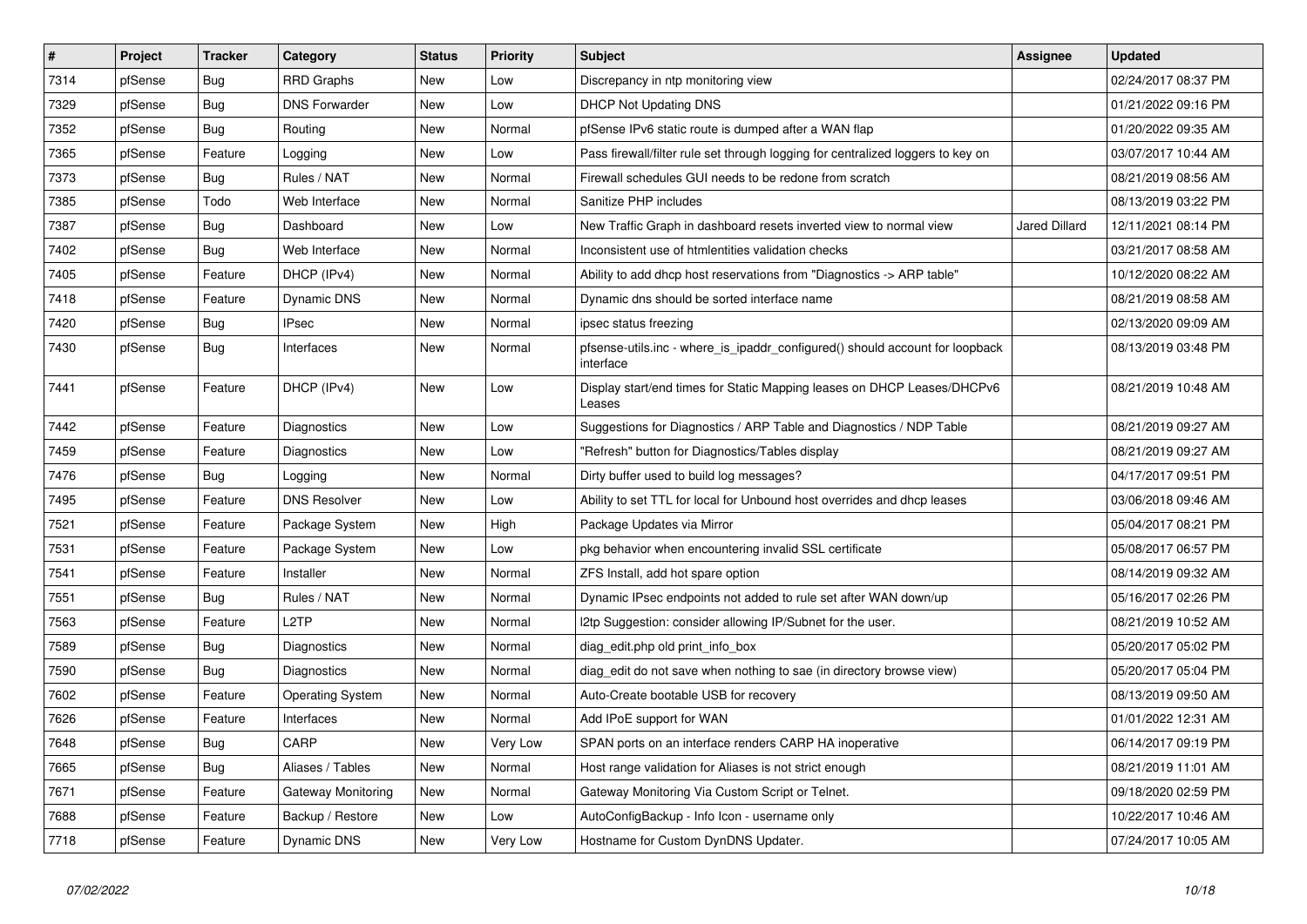| # | Project | Tracker | Category | Status | Priority | Subject | Assignee | Updated |
|---|---|---|---|---|---|---|---|---|
| 7314 | pfSense | Bug | RRD Graphs | New | Low | Discrepancy in ntp monitoring view | | 02/24/2017 08:37 PM |
| 7329 | pfSense | Bug | DNS Forwarder | New | Low | DHCP Not Updating DNS | | 01/21/2022 09:16 PM |
| 7352 | pfSense | Bug | Routing | New | Normal | pfSense IPv6 static route is dumped after a WAN flap | | 01/20/2022 09:35 AM |
| 7365 | pfSense | Feature | Logging | New | Low | Pass firewall/filter rule set through logging for centralized loggers to key on | | 03/07/2017 10:44 AM |
| 7373 | pfSense | Bug | Rules / NAT | New | Normal | Firewall schedules GUI needs to be redone from scratch | | 08/21/2019 08:56 AM |
| 7385 | pfSense | Todo | Web Interface | New | Normal | Sanitize PHP includes | | 08/13/2019 03:22 PM |
| 7387 | pfSense | Bug | Dashboard | New | Low | New Traffic Graph in dashboard resets inverted view to normal view | Jared Dillard | 12/11/2021 08:14 PM |
| 7402 | pfSense | Bug | Web Interface | New | Normal | Inconsistent use of htmlentities validation checks | | 03/21/2017 08:58 AM |
| 7405 | pfSense | Feature | DHCP (IPv4) | New | Normal | Ability to add dhcp host reservations from "Diagnostics -> ARP table" | | 10/12/2020 08:22 AM |
| 7418 | pfSense | Feature | Dynamic DNS | New | Normal | Dynamic dns should be sorted interface name | | 08/21/2019 08:58 AM |
| 7420 | pfSense | Bug | IPsec | New | Normal | ipsec status freezing | | 02/13/2020 09:09 AM |
| 7430 | pfSense | Bug | Interfaces | New | Normal | pfsense-utils.inc - where_is_ipaddr_configured() should account for loopback interface | | 08/13/2019 03:48 PM |
| 7441 | pfSense | Feature | DHCP (IPv4) | New | Low | Display start/end times for Static Mapping leases on DHCP Leases/DHCPv6 Leases | | 08/21/2019 10:48 AM |
| 7442 | pfSense | Feature | Diagnostics | New | Low | Suggestions for Diagnostics / ARP Table and Diagnostics / NDP Table | | 08/21/2019 09:27 AM |
| 7459 | pfSense | Feature | Diagnostics | New | Low | "Refresh" button for Diagnostics/Tables display | | 08/21/2019 09:27 AM |
| 7476 | pfSense | Bug | Logging | New | Normal | Dirty buffer used to build log messages? | | 04/17/2017 09:51 PM |
| 7495 | pfSense | Feature | DNS Resolver | New | Low | Ability to set TTL for local for Unbound host overrides and dhcp leases | | 03/06/2018 09:46 AM |
| 7521 | pfSense | Feature | Package System | New | High | Package Updates via Mirror | | 05/04/2017 08:21 PM |
| 7531 | pfSense | Feature | Package System | New | Low | pkg behavior when encountering invalid SSL certificate | | 05/08/2017 06:57 PM |
| 7541 | pfSense | Feature | Installer | New | Normal | ZFS Install, add hot spare option | | 08/14/2019 09:32 AM |
| 7551 | pfSense | Bug | Rules / NAT | New | Normal | Dynamic IPsec endpoints not added to rule set after WAN down/up | | 05/16/2017 02:26 PM |
| 7563 | pfSense | Feature | L2TP | New | Normal | l2tp Suggestion: consider allowing IP/Subnet for the user. | | 08/21/2019 10:52 AM |
| 7589 | pfSense | Bug | Diagnostics | New | Normal | diag_edit.php old print_info_box | | 05/20/2017 05:02 PM |
| 7590 | pfSense | Bug | Diagnostics | New | Normal | diag_edit do not save when nothing to sae (in directory browse view) | | 05/20/2017 05:04 PM |
| 7602 | pfSense | Feature | Operating System | New | Normal | Auto-Create bootable USB for recovery | | 08/13/2019 09:50 AM |
| 7626 | pfSense | Feature | Interfaces | New | Normal | Add IPoE support for WAN | | 01/01/2022 12:31 AM |
| 7648 | pfSense | Bug | CARP | New | Very Low | SPAN ports on an interface renders CARP HA inoperative | | 06/14/2017 09:19 PM |
| 7665 | pfSense | Bug | Aliases / Tables | New | Normal | Host range validation for Aliases is not strict enough | | 08/21/2019 11:01 AM |
| 7671 | pfSense | Feature | Gateway Monitoring | New | Normal | Gateway Monitoring Via Custom Script or Telnet. | | 09/18/2020 02:59 PM |
| 7688 | pfSense | Feature | Backup / Restore | New | Low | AutoConfigBackup - Info Icon - username only | | 10/22/2017 10:46 AM |
| 7718 | pfSense | Feature | Dynamic DNS | New | Very Low | Hostname for Custom DynDNS Updater. | | 07/24/2017 10:05 AM |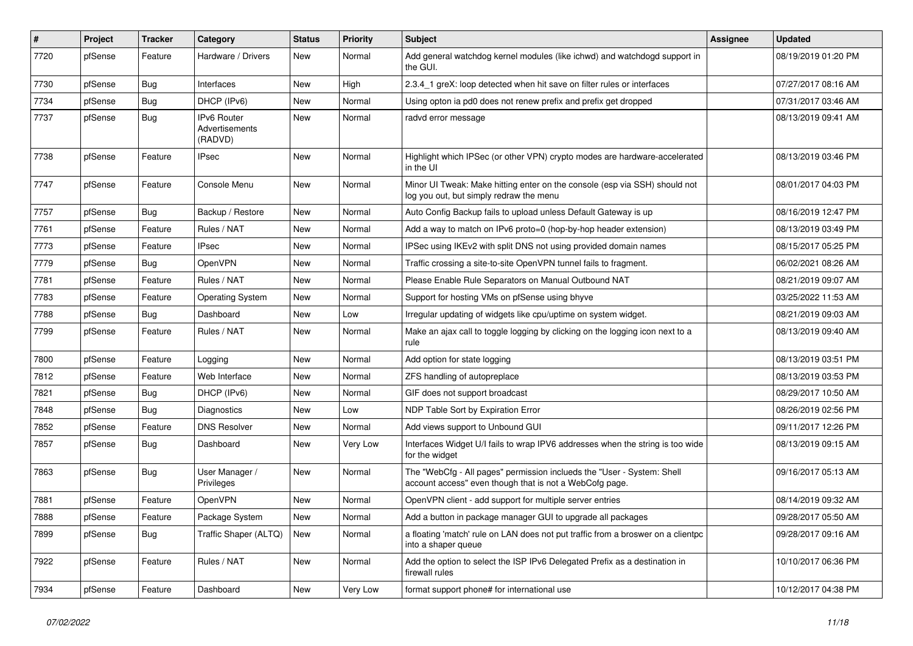| # | Project | Tracker | Category | Status | Priority | Subject | Assignee | Updated |
|---|---|---|---|---|---|---|---|---|
| 7720 | pfSense | Feature | Hardware / Drivers | New | Normal | Add general watchdog kernel modules (like ichwd) and watchdogd support in the GUI. | | 08/19/2019 01:20 PM |
| 7730 | pfSense | Bug | Interfaces | New | High | 2.3.4_1 greX: loop detected when hit save on filter rules or interfaces | | 07/27/2017 08:16 AM |
| 7734 | pfSense | Bug | DHCP (IPv6) | New | Normal | Using opton ia pd0 does not renew prefix and prefix get dropped | | 07/31/2017 03:46 AM |
| 7737 | pfSense | Bug | IPv6 Router Advertisements (RADVD) | New | Normal | radvd error message | | 08/13/2019 09:41 AM |
| 7738 | pfSense | Feature | IPsec | New | Normal | Highlight which IPSec (or other VPN) crypto modes are hardware-accelerated in the UI | | 08/13/2019 03:46 PM |
| 7747 | pfSense | Feature | Console Menu | New | Normal | Minor UI Tweak: Make hitting enter on the console (esp via SSH) should not log you out, but simply redraw the menu | | 08/01/2017 04:03 PM |
| 7757 | pfSense | Bug | Backup / Restore | New | Normal | Auto Config Backup fails to upload unless Default Gateway is up | | 08/16/2019 12:47 PM |
| 7761 | pfSense | Feature | Rules / NAT | New | Normal | Add a way to match on IPv6 proto=0 (hop-by-hop header extension) | | 08/13/2019 03:49 PM |
| 7773 | pfSense | Feature | IPsec | New | Normal | IPSec using IKEv2 with split DNS not using provided domain names | | 08/15/2017 05:25 PM |
| 7779 | pfSense | Bug | OpenVPN | New | Normal | Traffic crossing a site-to-site OpenVPN tunnel fails to fragment. | | 06/02/2021 08:26 AM |
| 7781 | pfSense | Feature | Rules / NAT | New | Normal | Please Enable Rule Separators on Manual Outbound NAT | | 08/21/2019 09:07 AM |
| 7783 | pfSense | Feature | Operating System | New | Normal | Support for hosting VMs on pfSense using bhyve | | 03/25/2022 11:53 AM |
| 7788 | pfSense | Bug | Dashboard | New | Low | Irregular updating of widgets like cpu/uptime on system widget. | | 08/21/2019 09:03 AM |
| 7799 | pfSense | Feature | Rules / NAT | New | Normal | Make an ajax call to toggle logging by clicking on the logging icon next to a rule | | 08/13/2019 09:40 AM |
| 7800 | pfSense | Feature | Logging | New | Normal | Add option for state logging | | 08/13/2019 03:51 PM |
| 7812 | pfSense | Feature | Web Interface | New | Normal | ZFS handling of autopreplace | | 08/13/2019 03:53 PM |
| 7821 | pfSense | Bug | DHCP (IPv6) | New | Normal | GIF does not support broadcast | | 08/29/2017 10:50 AM |
| 7848 | pfSense | Bug | Diagnostics | New | Low | NDP Table Sort by Expiration Error | | 08/26/2019 02:56 PM |
| 7852 | pfSense | Feature | DNS Resolver | New | Normal | Add views support to Unbound GUI | | 09/11/2017 12:26 PM |
| 7857 | pfSense | Bug | Dashboard | New | Very Low | Interfaces Widget U/I fails to wrap IPV6 addresses when the string is too wide for the widget | | 08/13/2019 09:15 AM |
| 7863 | pfSense | Bug | User Manager / Privileges | New | Normal | The "WebCfg - All pages" permission inclueds the "User - System: Shell account access" even though that is not a WebCofg page. | | 09/16/2017 05:13 AM |
| 7881 | pfSense | Feature | OpenVPN | New | Normal | OpenVPN client - add support for multiple server entries | | 08/14/2019 09:32 AM |
| 7888 | pfSense | Feature | Package System | New | Normal | Add a button in package manager GUI to upgrade all packages | | 09/28/2017 05:50 AM |
| 7899 | pfSense | Bug | Traffic Shaper (ALTQ) | New | Normal | a floating 'match' rule on LAN does not put traffic from a broswer on a clientpc into a shaper queue | | 09/28/2017 09:16 AM |
| 7922 | pfSense | Feature | Rules / NAT | New | Normal | Add the option to select the ISP IPv6 Delegated Prefix as a destination in firewall rules | | 10/10/2017 06:36 PM |
| 7934 | pfSense | Feature | Dashboard | New | Very Low | format support phone# for international use | | 10/12/2017 04:38 PM |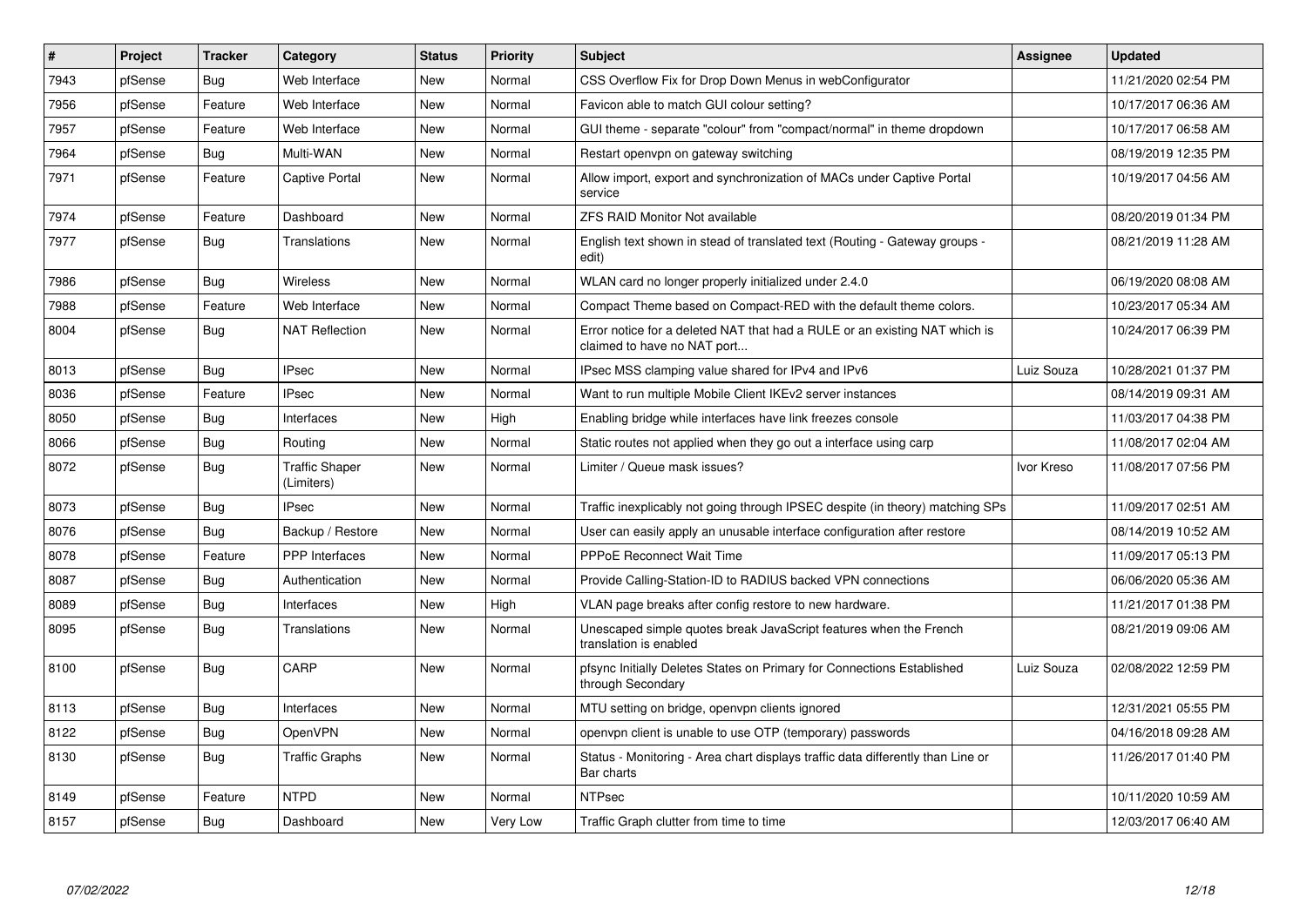| # | Project | Tracker | Category | Status | Priority | Subject | Assignee | Updated |
|---|---|---|---|---|---|---|---|---|
| 7943 | pfSense | Bug | Web Interface | New | Normal | CSS Overflow Fix for Drop Down Menus in webConfigurator | | 11/21/2020 02:54 PM |
| 7956 | pfSense | Feature | Web Interface | New | Normal | Favicon able to match GUI colour setting? | | 10/17/2017 06:36 AM |
| 7957 | pfSense | Feature | Web Interface | New | Normal | GUI theme - separate "colour" from "compact/normal" in theme dropdown | | 10/17/2017 06:58 AM |
| 7964 | pfSense | Bug | Multi-WAN | New | Normal | Restart openvpn on gateway switching | | 08/19/2019 12:35 PM |
| 7971 | pfSense | Feature | Captive Portal | New | Normal | Allow import, export and synchronization of MACs under Captive Portal service | | 10/19/2017 04:56 AM |
| 7974 | pfSense | Feature | Dashboard | New | Normal | ZFS RAID Monitor Not available | | 08/20/2019 01:34 PM |
| 7977 | pfSense | Bug | Translations | New | Normal | English text shown in stead of translated text (Routing - Gateway groups - edit) | | 08/21/2019 11:28 AM |
| 7986 | pfSense | Bug | Wireless | New | Normal | WLAN card no longer properly initialized under 2.4.0 | | 06/19/2020 08:08 AM |
| 7988 | pfSense | Feature | Web Interface | New | Normal | Compact Theme based on Compact-RED with the default theme colors. | | 10/23/2017 05:34 AM |
| 8004 | pfSense | Bug | NAT Reflection | New | Normal | Error notice for a deleted NAT that had a RULE or an existing NAT which is claimed to have no NAT port... | | 10/24/2017 06:39 PM |
| 8013 | pfSense | Bug | IPsec | New | Normal | IPsec MSS clamping value shared for IPv4 and IPv6 | Luiz Souza | 10/28/2021 01:37 PM |
| 8036 | pfSense | Feature | IPsec | New | Normal | Want to run multiple Mobile Client IKEv2 server instances | | 08/14/2019 09:31 AM |
| 8050 | pfSense | Bug | Interfaces | New | High | Enabling bridge while interfaces have link freezes console | | 11/03/2017 04:38 PM |
| 8066 | pfSense | Bug | Routing | New | Normal | Static routes not applied when they go out a interface using carp | | 11/08/2017 02:04 AM |
| 8072 | pfSense | Bug | Traffic Shaper (Limiters) | New | Normal | Limiter / Queue mask issues? | Ivor Kreso | 11/08/2017 07:56 PM |
| 8073 | pfSense | Bug | IPsec | New | Normal | Traffic inexplicably not going through IPSEC despite (in theory) matching SPs | | 11/09/2017 02:51 AM |
| 8076 | pfSense | Bug | Backup / Restore | New | Normal | User can easily apply an unusable interface configuration after restore | | 08/14/2019 10:52 AM |
| 8078 | pfSense | Feature | PPP Interfaces | New | Normal | PPPoE Reconnect Wait Time | | 11/09/2017 05:13 PM |
| 8087 | pfSense | Bug | Authentication | New | Normal | Provide Calling-Station-ID to RADIUS backed VPN connections | | 06/06/2020 05:36 AM |
| 8089 | pfSense | Bug | Interfaces | New | High | VLAN page breaks after config restore to new hardware. | | 11/21/2017 01:38 PM |
| 8095 | pfSense | Bug | Translations | New | Normal | Unescaped simple quotes break JavaScript features when the French translation is enabled | | 08/21/2019 09:06 AM |
| 8100 | pfSense | Bug | CARP | New | Normal | pfsync Initially Deletes States on Primary for Connections Established through Secondary | Luiz Souza | 02/08/2022 12:59 PM |
| 8113 | pfSense | Bug | Interfaces | New | Normal | MTU setting on bridge, openvpn clients ignored | | 12/31/2021 05:55 PM |
| 8122 | pfSense | Bug | OpenVPN | New | Normal | openvpn client is unable to use OTP (temporary) passwords | | 04/16/2018 09:28 AM |
| 8130 | pfSense | Bug | Traffic Graphs | New | Normal | Status - Monitoring - Area chart displays traffic data differently than Line or Bar charts | | 11/26/2017 01:40 PM |
| 8149 | pfSense | Feature | NTPD | New | Normal | NTPsec | | 10/11/2020 10:59 AM |
| 8157 | pfSense | Bug | Dashboard | New | Very Low | Traffic Graph clutter from time to time | | 12/03/2017 06:40 AM |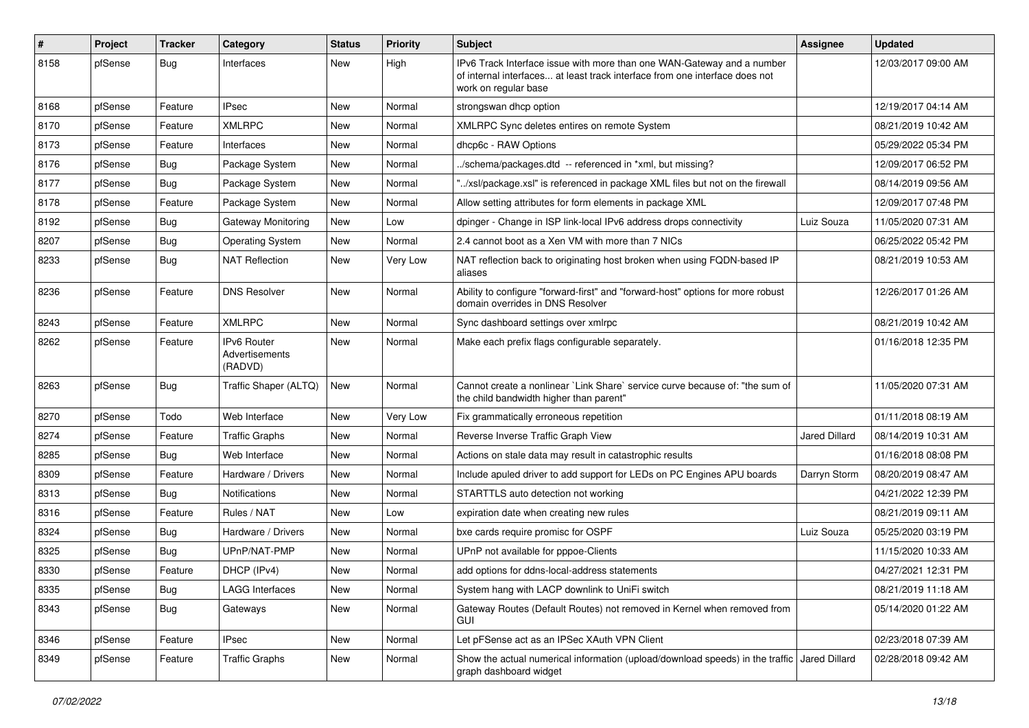| # | Project | Tracker | Category | Status | Priority | Subject | Assignee | Updated |
|---|---|---|---|---|---|---|---|---|
| 8158 | pfSense | Bug | Interfaces | New | High | IPv6 Track Interface issue with more than one WAN-Gateway and a number of internal interfaces... at least track interface from one interface does not work on regular base | | 12/03/2017 09:00 AM |
| 8168 | pfSense | Feature | IPsec | New | Normal | strongswan dhcp option | | 12/19/2017 04:14 AM |
| 8170 | pfSense | Feature | XMLRPC | New | Normal | XMLRPC Sync deletes entires on remote System | | 08/21/2019 10:42 AM |
| 8173 | pfSense | Feature | Interfaces | New | Normal | dhcp6c - RAW Options | | 05/29/2022 05:34 PM |
| 8176 | pfSense | Bug | Package System | New | Normal | ../schema/packages.dtd -- referenced in *xml, but missing? | | 12/09/2017 06:52 PM |
| 8177 | pfSense | Bug | Package System | New | Normal | "../xsl/package.xsl" is referenced in package XML files but not on the firewall | | 08/14/2019 09:56 AM |
| 8178 | pfSense | Feature | Package System | New | Normal | Allow setting attributes for form elements in package XML | | 12/09/2017 07:48 PM |
| 8192 | pfSense | Bug | Gateway Monitoring | New | Low | dpinger - Change in ISP link-local IPv6 address drops connectivity | Luiz Souza | 11/05/2020 07:31 AM |
| 8207 | pfSense | Bug | Operating System | New | Normal | 2.4 cannot boot as a Xen VM with more than 7 NICs | | 06/25/2022 05:42 PM |
| 8233 | pfSense | Bug | NAT Reflection | New | Very Low | NAT reflection back to originating host broken when using FQDN-based IP aliases | | 08/21/2019 10:53 AM |
| 8236 | pfSense | Feature | DNS Resolver | New | Normal | Ability to configure "forward-first" and "forward-host" options for more robust domain overrides in DNS Resolver | | 12/26/2017 01:26 AM |
| 8243 | pfSense | Feature | XMLRPC | New | Normal | Sync dashboard settings over xmlrpc | | 08/21/2019 10:42 AM |
| 8262 | pfSense | Feature | IPv6 Router Advertisements (RADVD) | New | Normal | Make each prefix flags configurable separately. | | 01/16/2018 12:35 PM |
| 8263 | pfSense | Bug | Traffic Shaper (ALTQ) | New | Normal | Cannot create a nonlinear `Link Share` service curve because of: "the sum of the child bandwidth higher than parent" | | 11/05/2020 07:31 AM |
| 8270 | pfSense | Todo | Web Interface | New | Very Low | Fix grammatically erroneous repetition | | 01/11/2018 08:19 AM |
| 8274 | pfSense | Feature | Traffic Graphs | New | Normal | Reverse Inverse Traffic Graph View | Jared Dillard | 08/14/2019 10:31 AM |
| 8285 | pfSense | Bug | Web Interface | New | Normal | Actions on stale data may result in catastrophic results | | 01/16/2018 08:08 PM |
| 8309 | pfSense | Feature | Hardware / Drivers | New | Normal | Include apuled driver to add support for LEDs on PC Engines APU boards | Darryn Storm | 08/20/2019 08:47 AM |
| 8313 | pfSense | Bug | Notifications | New | Normal | STARTTLS auto detection not working | | 04/21/2022 12:39 PM |
| 8316 | pfSense | Feature | Rules / NAT | New | Low | expiration date when creating new rules | | 08/21/2019 09:11 AM |
| 8324 | pfSense | Bug | Hardware / Drivers | New | Normal | bxe cards require promisc for OSPF | Luiz Souza | 05/25/2020 03:19 PM |
| 8325 | pfSense | Bug | UPnP/NAT-PMP | New | Normal | UPnP not available for pppoe-Clients | | 11/15/2020 10:33 AM |
| 8330 | pfSense | Feature | DHCP (IPv4) | New | Normal | add options for ddns-local-address statements | | 04/27/2021 12:31 PM |
| 8335 | pfSense | Bug | LAGG Interfaces | New | Normal | System hang with LACP downlink to UniFi switch | | 08/21/2019 11:18 AM |
| 8343 | pfSense | Bug | Gateways | New | Normal | Gateway Routes (Default Routes) not removed in Kernel when removed from GUI | | 05/14/2020 01:22 AM |
| 8346 | pfSense | Feature | IPsec | New | Normal | Let pFSense act as an IPSec XAuth VPN Client | | 02/23/2018 07:39 AM |
| 8349 | pfSense | Feature | Traffic Graphs | New | Normal | Show the actual numerical information (upload/download speeds) in the traffic graph dashboard widget | Jared Dillard | 02/28/2018 09:42 AM |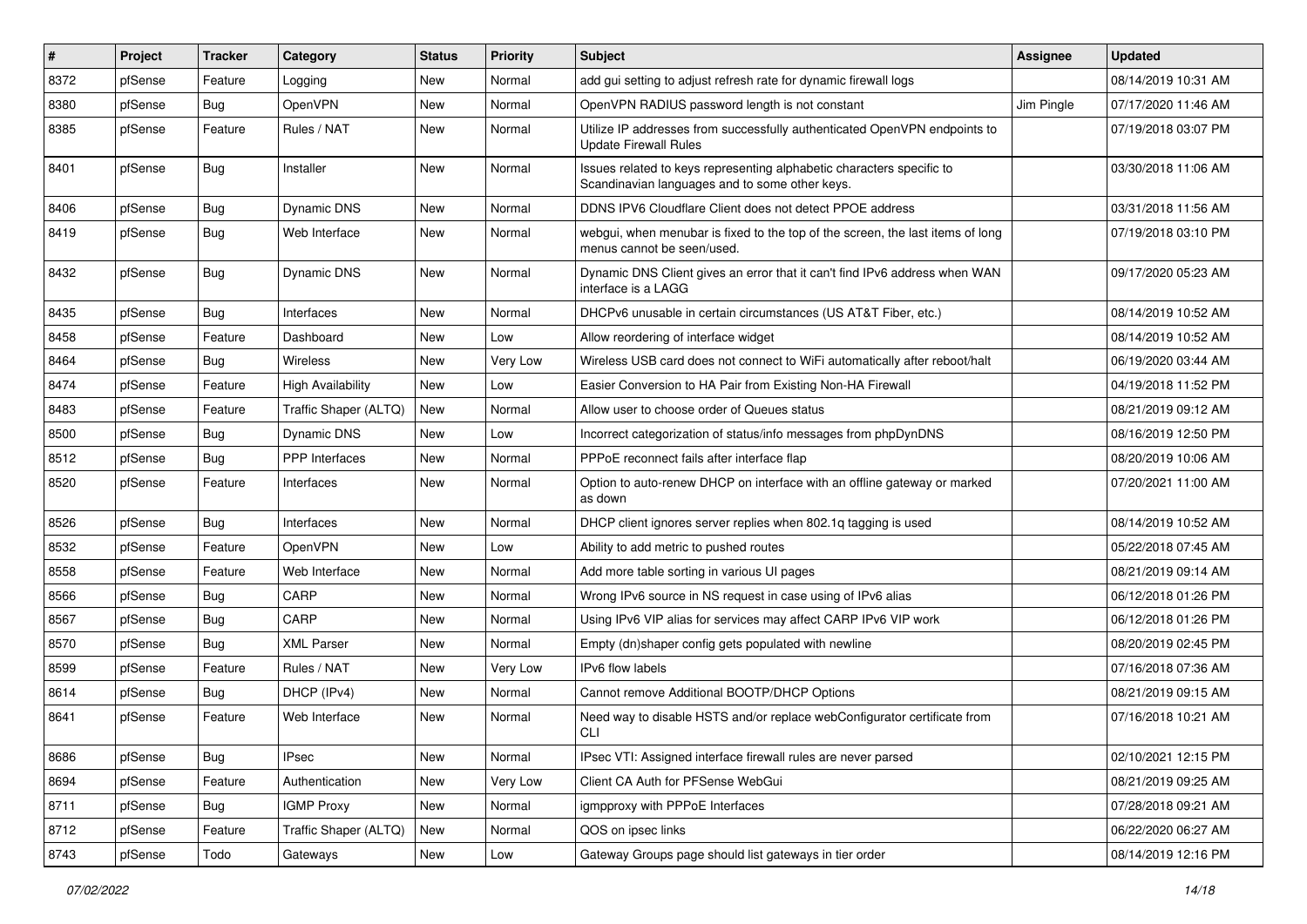| # | Project | Tracker | Category | Status | Priority | Subject | Assignee | Updated |
|---|---|---|---|---|---|---|---|---|
| 8372 | pfSense | Feature | Logging | New | Normal | add gui setting to adjust refresh rate for dynamic firewall logs | | 08/14/2019 10:31 AM |
| 8380 | pfSense | Bug | OpenVPN | New | Normal | OpenVPN RADIUS password length is not constant | Jim Pingle | 07/17/2020 11:46 AM |
| 8385 | pfSense | Feature | Rules / NAT | New | Normal | Utilize IP addresses from successfully authenticated OpenVPN endpoints to Update Firewall Rules | | 07/19/2018 03:07 PM |
| 8401 | pfSense | Bug | Installer | New | Normal | Issues related to keys representing alphabetic characters specific to Scandinavian languages and to some other keys. | | 03/30/2018 11:06 AM |
| 8406 | pfSense | Bug | Dynamic DNS | New | Normal | DDNS IPV6 Cloudflare Client does not detect PPOE address | | 03/31/2018 11:56 AM |
| 8419 | pfSense | Bug | Web Interface | New | Normal | webgui, when menubar is fixed to the top of the screen, the last items of long menus cannot be seen/used. | | 07/19/2018 03:10 PM |
| 8432 | pfSense | Bug | Dynamic DNS | New | Normal | Dynamic DNS Client gives an error that it can't find IPv6 address when WAN interface is a LAGG | | 09/17/2020 05:23 AM |
| 8435 | pfSense | Bug | Interfaces | New | Normal | DHCPv6 unusable in certain circumstances (US AT&T Fiber, etc.) | | 08/14/2019 10:52 AM |
| 8458 | pfSense | Feature | Dashboard | New | Low | Allow reordering of interface widget | | 08/14/2019 10:52 AM |
| 8464 | pfSense | Bug | Wireless | New | Very Low | Wireless USB card does not connect to WiFi automatically after reboot/halt | | 06/19/2020 03:44 AM |
| 8474 | pfSense | Feature | High Availability | New | Low | Easier Conversion to HA Pair from Existing Non-HA Firewall | | 04/19/2018 11:52 PM |
| 8483 | pfSense | Feature | Traffic Shaper (ALTQ) | New | Normal | Allow user to choose order of Queues status | | 08/21/2019 09:12 AM |
| 8500 | pfSense | Bug | Dynamic DNS | New | Low | Incorrect categorization of status/info messages from phpDynDNS | | 08/16/2019 12:50 PM |
| 8512 | pfSense | Bug | PPP Interfaces | New | Normal | PPPoE reconnect fails after interface flap | | 08/20/2019 10:06 AM |
| 8520 | pfSense | Feature | Interfaces | New | Normal | Option to auto-renew DHCP on interface with an offline gateway or marked as down | | 07/20/2021 11:00 AM |
| 8526 | pfSense | Bug | Interfaces | New | Normal | DHCP client ignores server replies when 802.1q tagging is used | | 08/14/2019 10:52 AM |
| 8532 | pfSense | Feature | OpenVPN | New | Low | Ability to add metric to pushed routes | | 05/22/2018 07:45 AM |
| 8558 | pfSense | Feature | Web Interface | New | Normal | Add more table sorting in various UI pages | | 08/21/2019 09:14 AM |
| 8566 | pfSense | Bug | CARP | New | Normal | Wrong IPv6 source in NS request in case using of IPv6 alias | | 06/12/2018 01:26 PM |
| 8567 | pfSense | Bug | CARP | New | Normal | Using IPv6 VIP alias for services may affect CARP IPv6 VIP work | | 06/12/2018 01:26 PM |
| 8570 | pfSense | Bug | XML Parser | New | Normal | Empty (dn)shaper config gets populated with newline | | 08/20/2019 02:45 PM |
| 8599 | pfSense | Feature | Rules / NAT | New | Very Low | IPv6 flow labels | | 07/16/2018 07:36 AM |
| 8614 | pfSense | Bug | DHCP (IPv4) | New | Normal | Cannot remove Additional BOOTP/DHCP Options | | 08/21/2019 09:15 AM |
| 8641 | pfSense | Feature | Web Interface | New | Normal | Need way to disable HSTS and/or replace webConfigurator certificate from CLI | | 07/16/2018 10:21 AM |
| 8686 | pfSense | Bug | IPsec | New | Normal | IPsec VTI: Assigned interface firewall rules are never parsed | | 02/10/2021 12:15 PM |
| 8694 | pfSense | Feature | Authentication | New | Very Low | Client CA Auth for PFSense WebGui | | 08/21/2019 09:25 AM |
| 8711 | pfSense | Bug | IGMP Proxy | New | Normal | igmpproxy with PPPoE Interfaces | | 07/28/2018 09:21 AM |
| 8712 | pfSense | Feature | Traffic Shaper (ALTQ) | New | Normal | QOS on ipsec links | | 06/22/2020 06:27 AM |
| 8743 | pfSense | Todo | Gateways | New | Low | Gateway Groups page should list gateways in tier order | | 08/14/2019 12:16 PM |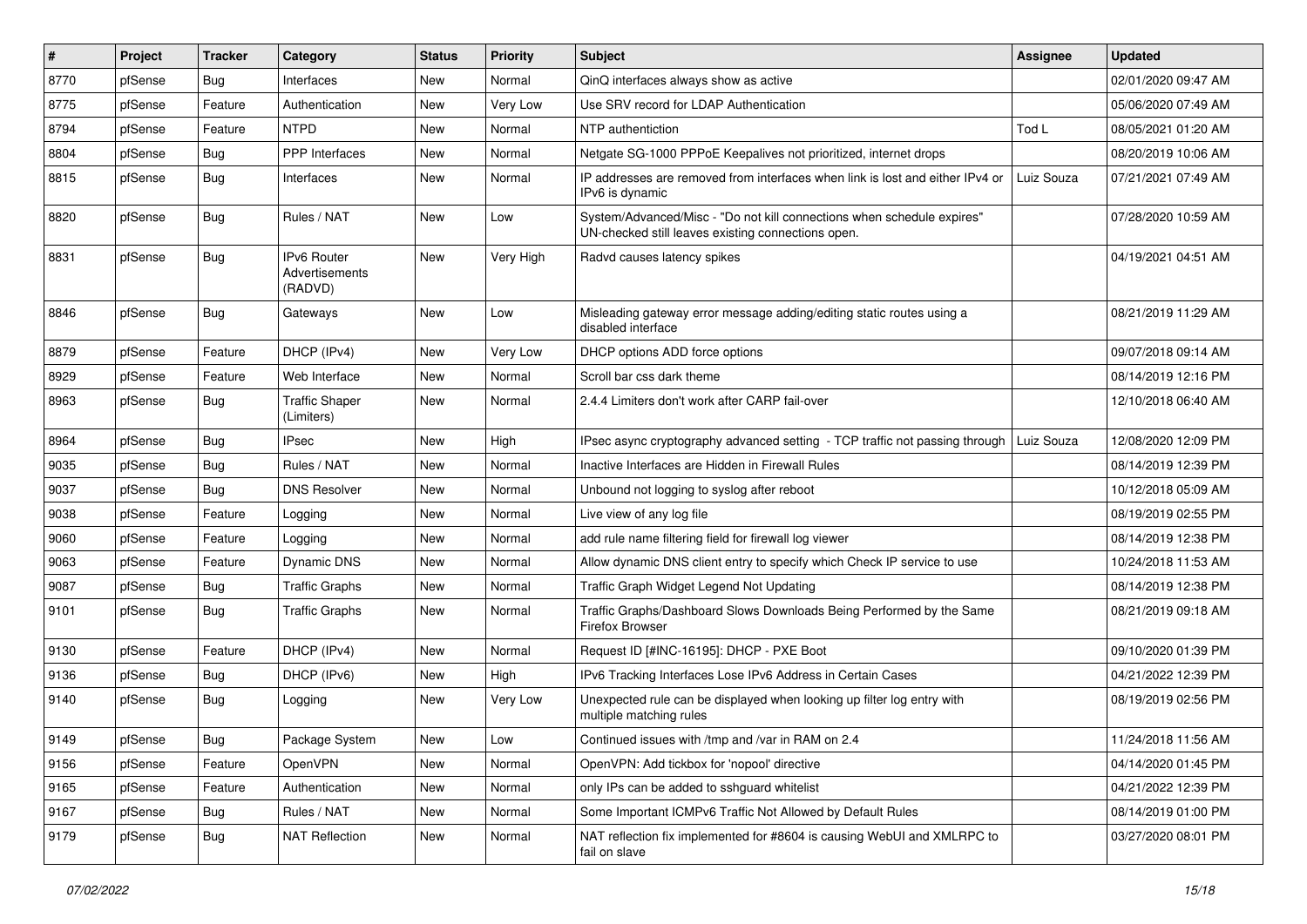| # | Project | Tracker | Category | Status | Priority | Subject | Assignee | Updated |
| --- | --- | --- | --- | --- | --- | --- | --- | --- |
| 8770 | pfSense | Bug | Interfaces | New | Normal | QinQ interfaces always show as active | | 02/01/2020 09:47 AM |
| 8775 | pfSense | Feature | Authentication | New | Very Low | Use SRV record for LDAP Authentication | | 05/06/2020 07:49 AM |
| 8794 | pfSense | Feature | NTPD | New | Normal | NTP authentiction | Tod L | 08/05/2021 01:20 AM |
| 8804 | pfSense | Bug | PPP Interfaces | New | Normal | Netgate SG-1000 PPPoE Keepalives not prioritized, internet drops | | 08/20/2019 10:06 AM |
| 8815 | pfSense | Bug | Interfaces | New | Normal | IP addresses are removed from interfaces when link is lost and either IPv4 or IPv6 is dynamic | Luiz Souza | 07/21/2021 07:49 AM |
| 8820 | pfSense | Bug | Rules / NAT | New | Low | System/Advanced/Misc - "Do not kill connections when schedule expires" UN-checked still leaves existing connections open. | | 07/28/2020 10:59 AM |
| 8831 | pfSense | Bug | IPv6 Router Advertisements (RADVD) | New | Very High | Radvd causes latency spikes | | 04/19/2021 04:51 AM |
| 8846 | pfSense | Bug | Gateways | New | Low | Misleading gateway error message adding/editing static routes using a disabled interface | | 08/21/2019 11:29 AM |
| 8879 | pfSense | Feature | DHCP (IPv4) | New | Very Low | DHCP options ADD force options | | 09/07/2018 09:14 AM |
| 8929 | pfSense | Feature | Web Interface | New | Normal | Scroll bar css dark theme | | 08/14/2019 12:16 PM |
| 8963 | pfSense | Bug | Traffic Shaper (Limiters) | New | Normal | 2.4.4 Limiters don't work after CARP fail-over | | 12/10/2018 06:40 AM |
| 8964 | pfSense | Bug | IPsec | New | High | IPsec async cryptography advanced setting - TCP traffic not passing through | Luiz Souza | 12/08/2020 12:09 PM |
| 9035 | pfSense | Bug | Rules / NAT | New | Normal | Inactive Interfaces are Hidden in Firewall Rules | | 08/14/2019 12:39 PM |
| 9037 | pfSense | Bug | DNS Resolver | New | Normal | Unbound not logging to syslog after reboot | | 10/12/2018 05:09 AM |
| 9038 | pfSense | Feature | Logging | New | Normal | Live view of any log file | | 08/19/2019 02:55 PM |
| 9060 | pfSense | Feature | Logging | New | Normal | add rule name filtering field for firewall log viewer | | 08/14/2019 12:38 PM |
| 9063 | pfSense | Feature | Dynamic DNS | New | Normal | Allow dynamic DNS client entry to specify which Check IP service to use | | 10/24/2018 11:53 AM |
| 9087 | pfSense | Bug | Traffic Graphs | New | Normal | Traffic Graph Widget Legend Not Updating | | 08/14/2019 12:38 PM |
| 9101 | pfSense | Bug | Traffic Graphs | New | Normal | Traffic Graphs/Dashboard Slows Downloads Being Performed by the Same Firefox Browser | | 08/21/2019 09:18 AM |
| 9130 | pfSense | Feature | DHCP (IPv4) | New | Normal | Request ID [#INC-16195]: DHCP - PXE Boot | | 09/10/2020 01:39 PM |
| 9136 | pfSense | Bug | DHCP (IPv6) | New | High | IPv6 Tracking Interfaces Lose IPv6 Address in Certain Cases | | 04/21/2022 12:39 PM |
| 9140 | pfSense | Bug | Logging | New | Very Low | Unexpected rule can be displayed when looking up filter log entry with multiple matching rules | | 08/19/2019 02:56 PM |
| 9149 | pfSense | Bug | Package System | New | Low | Continued issues with /tmp and /var in RAM on 2.4 | | 11/24/2018 11:56 AM |
| 9156 | pfSense | Feature | OpenVPN | New | Normal | OpenVPN: Add tickbox for 'nopool' directive | | 04/14/2020 01:45 PM |
| 9165 | pfSense | Feature | Authentication | New | Normal | only IPs can be added to sshguard whitelist | | 04/21/2022 12:39 PM |
| 9167 | pfSense | Bug | Rules / NAT | New | Normal | Some Important ICMPv6 Traffic Not Allowed by Default Rules | | 08/14/2019 01:00 PM |
| 9179 | pfSense | Bug | NAT Reflection | New | Normal | NAT reflection fix implemented for #8604 is causing WebUI and XMLRPC to fail on slave | | 03/27/2020 08:01 PM |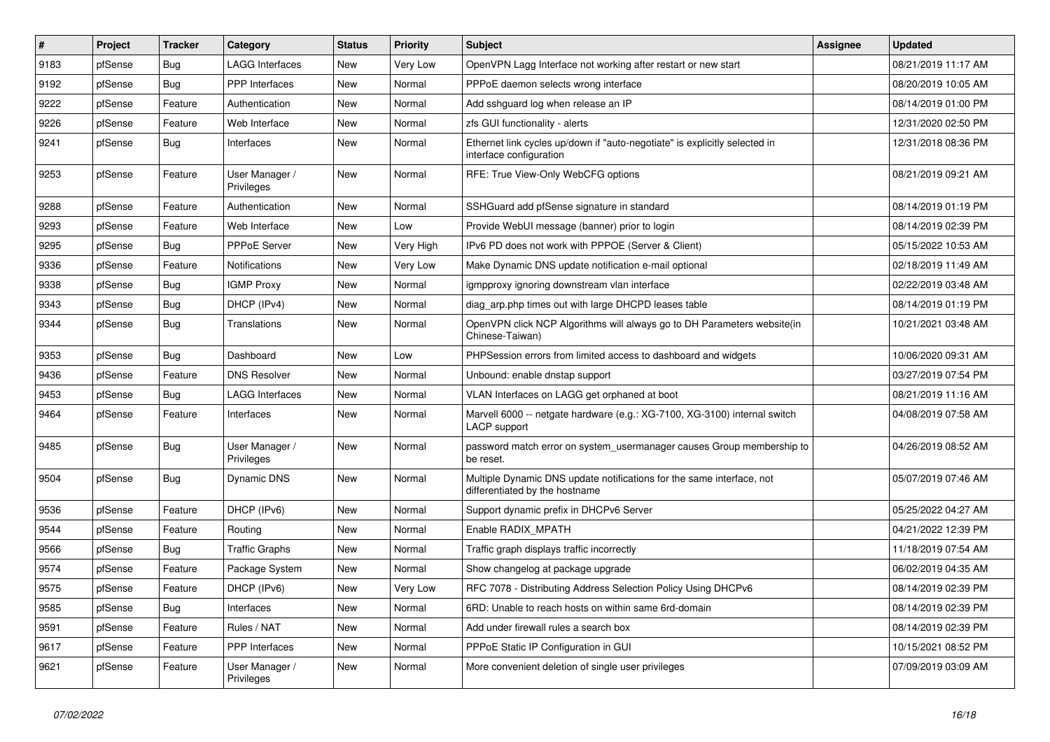| # | Project | Tracker | Category | Status | Priority | Subject | Assignee | Updated |
|---|---|---|---|---|---|---|---|---|
| 9183 | pfSense | Bug | LAGG Interfaces | New | Very Low | OpenVPN Lagg Interface not working after restart or new start | | 08/21/2019 11:17 AM |
| 9192 | pfSense | Bug | PPP Interfaces | New | Normal | PPPoE daemon selects wrong interface | | 08/20/2019 10:05 AM |
| 9222 | pfSense | Feature | Authentication | New | Normal | Add sshguard log when release an IP | | 08/14/2019 01:00 PM |
| 9226 | pfSense | Feature | Web Interface | New | Normal | zfs GUI functionality - alerts | | 12/31/2020 02:50 PM |
| 9241 | pfSense | Bug | Interfaces | New | Normal | Ethernet link cycles up/down if "auto-negotiate" is explicitly selected in interface configuration | | 12/31/2018 08:36 PM |
| 9253 | pfSense | Feature | User Manager / Privileges | New | Normal | RFE: True View-Only WebCFG options | | 08/21/2019 09:21 AM |
| 9288 | pfSense | Feature | Authentication | New | Normal | SSHGuard add pfSense signature in standard | | 08/14/2019 01:19 PM |
| 9293 | pfSense | Feature | Web Interface | New | Low | Provide WebUI message (banner) prior to login | | 08/14/2019 02:39 PM |
| 9295 | pfSense | Bug | PPPoE Server | New | Very High | IPv6 PD does not work with PPPOE (Server & Client) | | 05/15/2022 10:53 AM |
| 9336 | pfSense | Feature | Notifications | New | Very Low | Make Dynamic DNS update notification e-mail optional | | 02/18/2019 11:49 AM |
| 9338 | pfSense | Bug | IGMP Proxy | New | Normal | igmpproxy ignoring downstream vlan interface | | 02/22/2019 03:48 AM |
| 9343 | pfSense | Bug | DHCP (IPv4) | New | Normal | diag_arp.php times out with large DHCPD leases table | | 08/14/2019 01:19 PM |
| 9344 | pfSense | Bug | Translations | New | Normal | OpenVPN click NCP Algorithms will always go to DH Parameters website(in Chinese-Taiwan) | | 10/21/2021 03:48 AM |
| 9353 | pfSense | Bug | Dashboard | New | Low | PHPSession errors from limited access to dashboard and widgets | | 10/06/2020 09:31 AM |
| 9436 | pfSense | Feature | DNS Resolver | New | Normal | Unbound: enable dnstap support | | 03/27/2019 07:54 PM |
| 9453 | pfSense | Bug | LAGG Interfaces | New | Normal | VLAN Interfaces on LAGG get orphaned at boot | | 08/21/2019 11:16 AM |
| 9464 | pfSense | Feature | Interfaces | New | Normal | Marvell 6000 -- netgate hardware (e.g.: XG-7100, XG-3100) internal switch LACP support | | 04/08/2019 07:58 AM |
| 9485 | pfSense | Bug | User Manager / Privileges | New | Normal | password match error on system_usermanager causes Group membership to be reset. | | 04/26/2019 08:52 AM |
| 9504 | pfSense | Bug | Dynamic DNS | New | Normal | Multiple Dynamic DNS update notifications for the same interface, not differentiated by the hostname | | 05/07/2019 07:46 AM |
| 9536 | pfSense | Feature | DHCP (IPv6) | New | Normal | Support dynamic prefix in DHCPv6 Server | | 05/25/2022 04:27 AM |
| 9544 | pfSense | Feature | Routing | New | Normal | Enable RADIX_MPATH | | 04/21/2022 12:39 PM |
| 9566 | pfSense | Bug | Traffic Graphs | New | Normal | Traffic graph displays traffic incorrectly | | 11/18/2019 07:54 AM |
| 9574 | pfSense | Feature | Package System | New | Normal | Show changelog at package upgrade | | 06/02/2019 04:35 AM |
| 9575 | pfSense | Feature | DHCP (IPv6) | New | Very Low | RFC 7078 - Distributing Address Selection Policy Using DHCPv6 | | 08/14/2019 02:39 PM |
| 9585 | pfSense | Bug | Interfaces | New | Normal | 6RD: Unable to reach hosts on within same 6rd-domain | | 08/14/2019 02:39 PM |
| 9591 | pfSense | Feature | Rules / NAT | New | Normal | Add under firewall rules a search box | | 08/14/2019 02:39 PM |
| 9617 | pfSense | Feature | PPP Interfaces | New | Normal | PPPoE Static IP Configuration in GUI | | 10/15/2021 08:52 PM |
| 9621 | pfSense | Feature | User Manager / Privileges | New | Normal | More convenient deletion of single user privileges | | 07/09/2019 03:09 AM |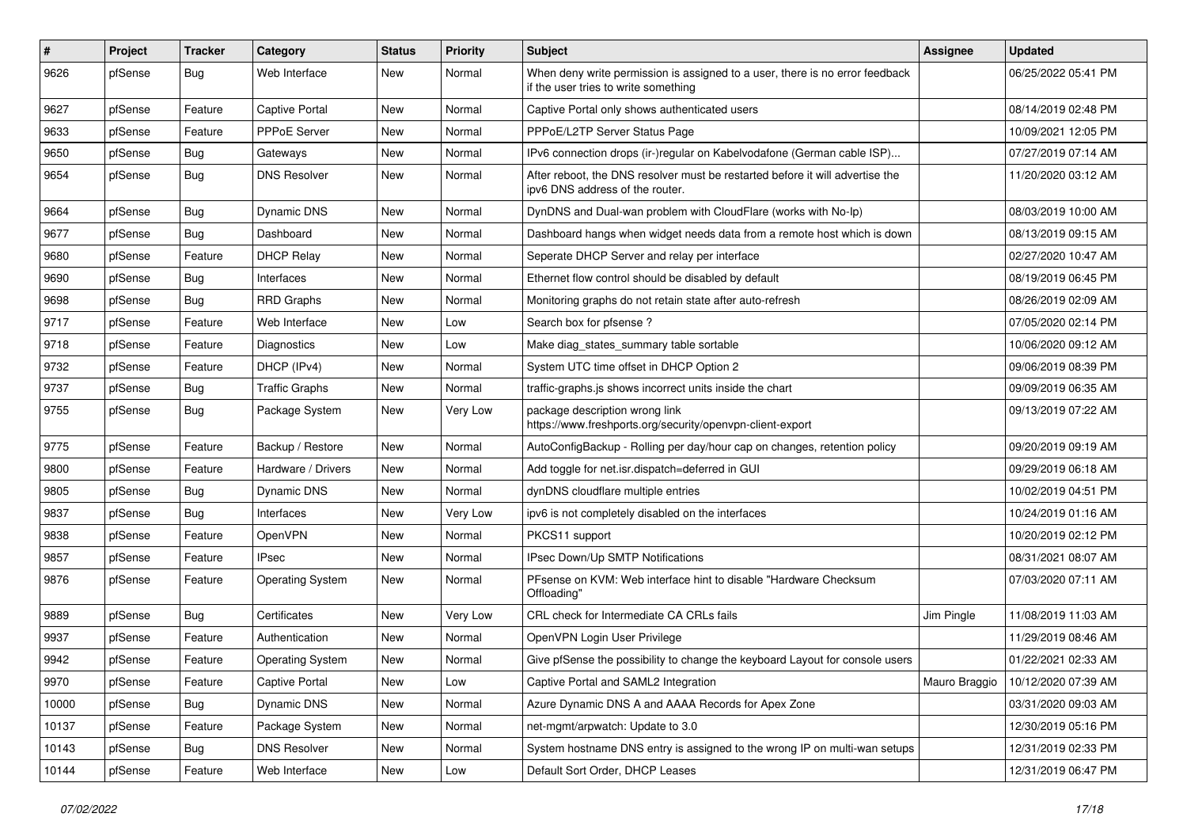| # | Project | Tracker | Category | Status | Priority | Subject | Assignee | Updated |
|---|---|---|---|---|---|---|---|---|
| 9626 | pfSense | Bug | Web Interface | New | Normal | When deny write permission is assigned to a user, there is no error feedback if the user tries to write something | | 06/25/2022 05:41 PM |
| 9627 | pfSense | Feature | Captive Portal | New | Normal | Captive Portal only shows authenticated users | | 08/14/2019 02:48 PM |
| 9633 | pfSense | Feature | PPPoE Server | New | Normal | PPPoE/L2TP Server Status Page | | 10/09/2021 12:05 PM |
| 9650 | pfSense | Bug | Gateways | New | Normal | IPv6 connection drops (ir-)regular on Kabelvodafone (German cable ISP)... | | 07/27/2019 07:14 AM |
| 9654 | pfSense | Bug | DNS Resolver | New | Normal | After reboot, the DNS resolver must be restarted before it will advertise the ipv6 DNS address of the router. | | 11/20/2020 03:12 AM |
| 9664 | pfSense | Bug | Dynamic DNS | New | Normal | DynDNS and Dual-wan problem with CloudFlare (works with No-Ip) | | 08/03/2019 10:00 AM |
| 9677 | pfSense | Bug | Dashboard | New | Normal | Dashboard hangs when widget needs data from a remote host which is down | | 08/13/2019 09:15 AM |
| 9680 | pfSense | Feature | DHCP Relay | New | Normal | Seperate DHCP Server and relay per interface | | 02/27/2020 10:47 AM |
| 9690 | pfSense | Bug | Interfaces | New | Normal | Ethernet flow control should be disabled by default | | 08/19/2019 06:45 PM |
| 9698 | pfSense | Bug | RRD Graphs | New | Normal | Monitoring graphs do not retain state after auto-refresh | | 08/26/2019 02:09 AM |
| 9717 | pfSense | Feature | Web Interface | New | Low | Search box for pfsense ? | | 07/05/2020 02:14 PM |
| 9718 | pfSense | Feature | Diagnostics | New | Low | Make diag_states_summary table sortable | | 10/06/2020 09:12 AM |
| 9732 | pfSense | Feature | DHCP (IPv4) | New | Normal | System UTC time offset in DHCP Option 2 | | 09/06/2019 08:39 PM |
| 9737 | pfSense | Bug | Traffic Graphs | New | Normal | traffic-graphs.js shows incorrect units inside the chart | | 09/09/2019 06:35 AM |
| 9755 | pfSense | Bug | Package System | New | Very Low | package description wrong link https://www.freshports.org/security/openvpn-client-export | | 09/13/2019 07:22 AM |
| 9775 | pfSense | Feature | Backup / Restore | New | Normal | AutoConfigBackup - Rolling per day/hour cap on changes, retention policy | | 09/20/2019 09:19 AM |
| 9800 | pfSense | Feature | Hardware / Drivers | New | Normal | Add toggle for net.isr.dispatch=deferred in GUI | | 09/29/2019 06:18 AM |
| 9805 | pfSense | Bug | Dynamic DNS | New | Normal | dynDNS cloudflare multiple entries | | 10/02/2019 04:51 PM |
| 9837 | pfSense | Bug | Interfaces | New | Very Low | ipv6 is not completely disabled on the interfaces | | 10/24/2019 01:16 AM |
| 9838 | pfSense | Feature | OpenVPN | New | Normal | PKCS11 support | | 10/20/2019 02:12 PM |
| 9857 | pfSense | Feature | IPsec | New | Normal | IPsec Down/Up SMTP Notifications | | 08/31/2021 08:07 AM |
| 9876 | pfSense | Feature | Operating System | New | Normal | PFsense on KVM: Web interface hint to disable "Hardware Checksum Offloading" | | 07/03/2020 07:11 AM |
| 9889 | pfSense | Bug | Certificates | New | Very Low | CRL check for Intermediate CA CRLs fails | Jim Pingle | 11/08/2019 11:03 AM |
| 9937 | pfSense | Feature | Authentication | New | Normal | OpenVPN Login User Privilege | | 11/29/2019 08:46 AM |
| 9942 | pfSense | Feature | Operating System | New | Normal | Give pfSense the possibility to change the keyboard Layout for console users | | 01/22/2021 02:33 AM |
| 9970 | pfSense | Feature | Captive Portal | New | Low | Captive Portal and SAML2 Integration | Mauro Braggio | 10/12/2020 07:39 AM |
| 10000 | pfSense | Bug | Dynamic DNS | New | Normal | Azure Dynamic DNS A and AAAA Records for Apex Zone | | 03/31/2020 09:03 AM |
| 10137 | pfSense | Feature | Package System | New | Normal | net-mgmt/arpwatch: Update to 3.0 | | 12/30/2019 05:16 PM |
| 10143 | pfSense | Bug | DNS Resolver | New | Normal | System hostname DNS entry is assigned to the wrong IP on multi-wan setups | | 12/31/2019 02:33 PM |
| 10144 | pfSense | Feature | Web Interface | New | Low | Default Sort Order, DHCP Leases | | 12/31/2019 06:47 PM |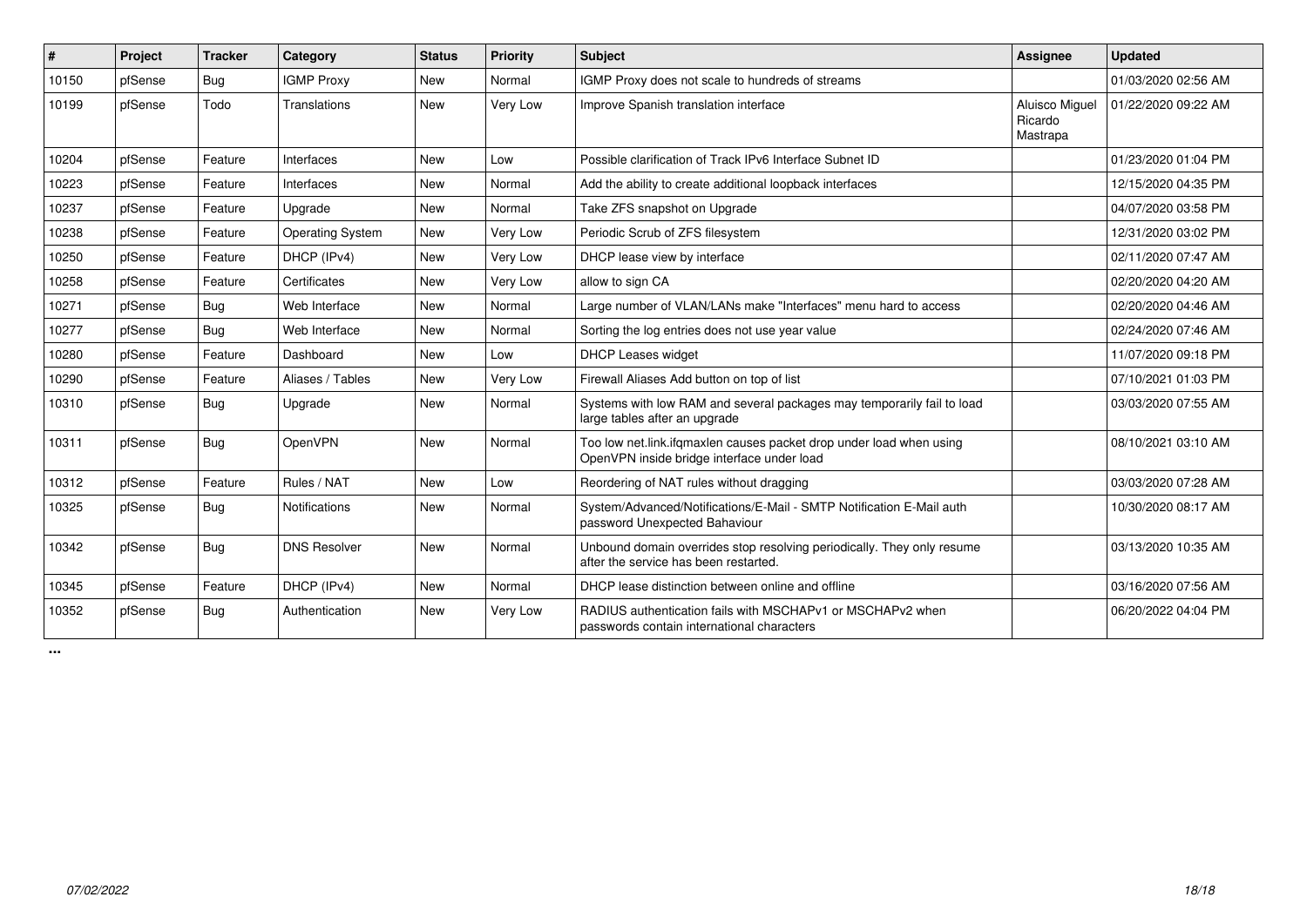| # | Project | Tracker | Category | Status | Priority | Subject | Assignee | Updated |
|---|---|---|---|---|---|---|---|---|
| 10150 | pfSense | Bug | IGMP Proxy | New | Normal | IGMP Proxy does not scale to hundreds of streams | | 01/03/2020 02:56 AM |
| 10199 | pfSense | Todo | Translations | New | Very Low | Improve Spanish translation interface | Aluisco Miguel Ricardo Mastrapa | 01/22/2020 09:22 AM |
| 10204 | pfSense | Feature | Interfaces | New | Low | Possible clarification of Track IPv6 Interface Subnet ID | | 01/23/2020 01:04 PM |
| 10223 | pfSense | Feature | Interfaces | New | Normal | Add the ability to create additional loopback interfaces | | 12/15/2020 04:35 PM |
| 10237 | pfSense | Feature | Upgrade | New | Normal | Take ZFS snapshot on Upgrade | | 04/07/2020 03:58 PM |
| 10238 | pfSense | Feature | Operating System | New | Very Low | Periodic Scrub of ZFS filesystem | | 12/31/2020 03:02 PM |
| 10250 | pfSense | Feature | DHCP (IPv4) | New | Very Low | DHCP lease view by interface | | 02/11/2020 07:47 AM |
| 10258 | pfSense | Feature | Certificates | New | Very Low | allow to sign CA | | 02/20/2020 04:20 AM |
| 10271 | pfSense | Bug | Web Interface | New | Normal | Large number of VLAN/LANs make "Interfaces" menu hard to access | | 02/20/2020 04:46 AM |
| 10277 | pfSense | Bug | Web Interface | New | Normal | Sorting the log entries does not use year value | | 02/24/2020 07:46 AM |
| 10280 | pfSense | Feature | Dashboard | New | Low | DHCP Leases widget | | 11/07/2020 09:18 PM |
| 10290 | pfSense | Feature | Aliases / Tables | New | Very Low | Firewall Aliases Add button on top of list | | 07/10/2021 01:03 PM |
| 10310 | pfSense | Bug | Upgrade | New | Normal | Systems with low RAM and several packages may temporarily fail to load large tables after an upgrade | | 03/03/2020 07:55 AM |
| 10311 | pfSense | Bug | OpenVPN | New | Normal | Too low net.link.ifqmaxlen causes packet drop under load when using OpenVPN inside bridge interface under load | | 08/10/2021 03:10 AM |
| 10312 | pfSense | Feature | Rules / NAT | New | Low | Reordering of NAT rules without dragging | | 03/03/2020 07:28 AM |
| 10325 | pfSense | Bug | Notifications | New | Normal | System/Advanced/Notifications/E-Mail - SMTP Notification E-Mail auth password Unexpected Bahaviour | | 10/30/2020 08:17 AM |
| 10342 | pfSense | Bug | DNS Resolver | New | Normal | Unbound domain overrides stop resolving periodically. They only resume after the service has been restarted. | | 03/13/2020 10:35 AM |
| 10345 | pfSense | Feature | DHCP (IPv4) | New | Normal | DHCP lease distinction between online and offline | | 03/16/2020 07:56 AM |
| 10352 | pfSense | Bug | Authentication | New | Very Low | RADIUS authentication fails with MSCHAPv1 or MSCHAPv2 when passwords contain international characters | | 06/20/2022 04:04 PM |

...